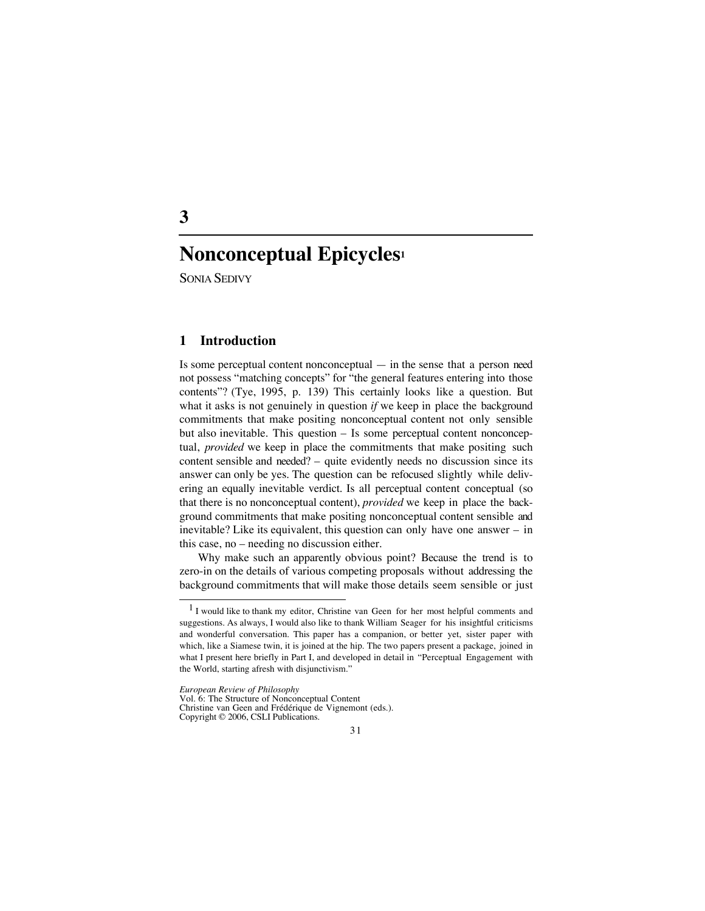# 3

# Nonconceptual Epicycles[1]

SONIA SEDIVY

## 1 Introduction

Is some perceptual content nonconceptual — in the sense that a person need not possess "matching concepts" for "the general features entering into those contents"? (Tye, 1995, p. 139) This certainly looks like a question. But what it asks is not genuinely in question *if* we keep in place the background commitments that make positing nonconceptual content not only sensible but also inevitable. This question – Is some perceptual content nonconceptual, *provided* we keep in place the commitments that make positing such content sensible and needed? – quite evidently needs no discussion since its answer can only be yes. The question can be refocused slightly while delivering an equally inevitable verdict. Is all perceptual content conceptual (so that there is no nonconceptual content), *provided* we keep in place the background commitments that make positing nonconceptual content sensible and inevitable? Like its equivalent, this question can only have one answer – in this case, no – needing no discussion either.

Why make such an apparently obvious point? Because the trend is to zero-in on the details of various competing proposals without addressing the background commitments that will make those details seem sensible or just

[1] I would like to thank my editor, Christine van Geen for her most helpful comments and suggestions. As always, I would also like to thank William Seager for his insightful criticisms and wonderful conversation. This paper has a companion, or better yet, sister paper with which, like a Siamese twin, it is joined at the hip. The two papers present a package, joined in what I present here briefly in Part I, and developed in detail in "Perceptual Engagement with the World, starting afresh with disjunctivism."

*European Review of Philosophy*
Vol. 6: The Structure of Nonconceptual Content
Christine van Geen and Frédérique de Vignemont (eds.).
Copyright © 2006, CSLI Publications.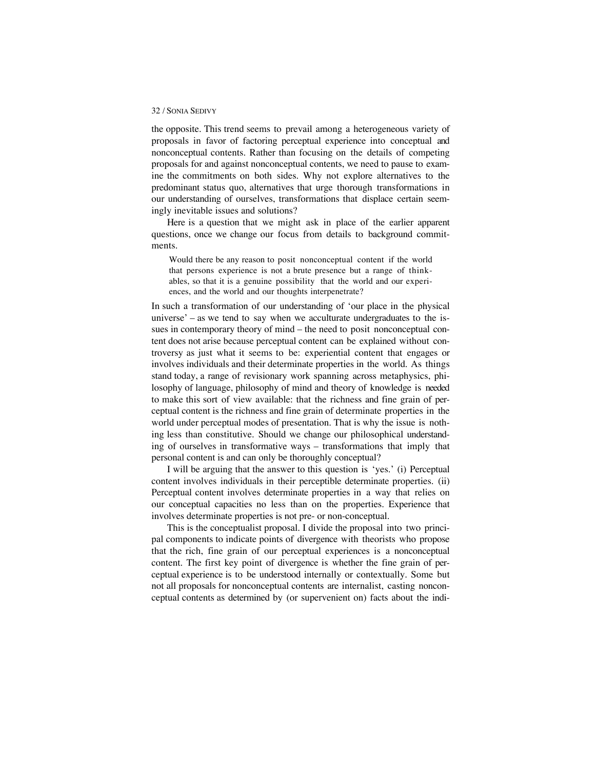the opposite. This trend seems to prevail among a heterogeneous variety of proposals in favor of factoring perceptual experience into conceptual and nonconceptual contents. Rather than focusing on the details of competing proposals for and against nonconceptual contents, we need to pause to examine the commitments on both sides. Why not explore alternatives to the predominant status quo, alternatives that urge thorough transformations in our understanding of ourselves, transformations that displace certain seemingly inevitable issues and solutions?

Here is a question that we might ask in place of the earlier apparent questions, once we change our focus from details to background commitments.

> Would there be any reason to posit nonconceptual content if the world that persons experience is not a brute presence but a range of thinkables, so that it is a genuine possibility that the world and our experiences, and the world and our thoughts interpenetrate?

In such a transformation of our understanding of 'our place in the physical universe' – as we tend to say when we acculturate undergraduates to the issues in contemporary theory of mind – the need to posit nonconceptual content does not arise because perceptual content can be explained without controversy as just what it seems to be: experiential content that engages or involves individuals and their determinate properties in the world. As things stand today, a range of revisionary work spanning across metaphysics, philosophy of language, philosophy of mind and theory of knowledge is needed to make this sort of view available: that the richness and fine grain of perceptual content is the richness and fine grain of determinate properties in the world under perceptual modes of presentation. That is why the issue is nothing less than constitutive. Should we change our philosophical understanding of ourselves in transformative ways – transformations that imply that personal content is and can only be thoroughly conceptual?

I will be arguing that the answer to this question is 'yes.' (i) Perceptual content involves individuals in their perceptible determinate properties. (ii) Perceptual content involves determinate properties in a way that relies on our conceptual capacities no less than on the properties. Experience that involves determinate properties is not pre- or non-conceptual.

This is the conceptualist proposal. I divide the proposal into two principal components to indicate points of divergence with theorists who propose that the rich, fine grain of our perceptual experiences is a nonconceptual content. The first key point of divergence is whether the fine grain of perceptual experience is to be understood internally or contextually. Some but not all proposals for nonconceptual contents are internalist, casting nonconceptual contents as determined by (or supervenient on) facts about the indi-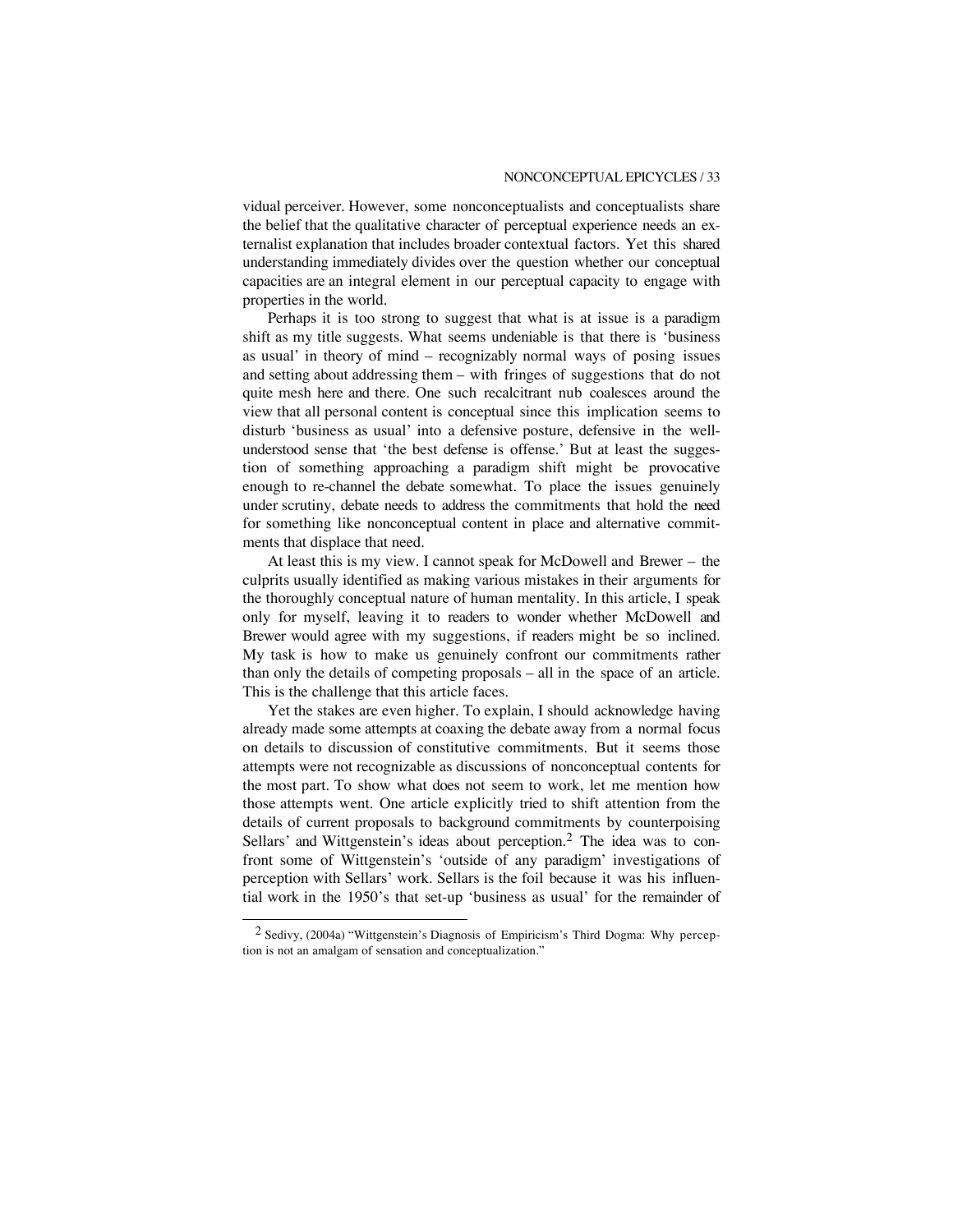vidual perceiver. However, some nonconceptualists and conceptualists share the belief that the qualitative character of perceptual experience needs an externalist explanation that includes broader contextual factors. Yet this shared understanding immediately divides over the question whether our conceptual capacities are an integral element in our perceptual capacity to engage with properties in the world.

Perhaps it is too strong to suggest that what is at issue is a paradigm shift as my title suggests. What seems undeniable is that there is 'business as usual' in theory of mind – recognizably normal ways of posing issues and setting about addressing them – with fringes of suggestions that do not quite mesh here and there. One such recalcitrant nub coalesces around the view that all personal content is conceptual since this implication seems to disturb 'business as usual' into a defensive posture, defensive in the well-understood sense that 'the best defense is offense.' But at least the suggestion of something approaching a paradigm shift might be provocative enough to re-channel the debate somewhat. To place the issues genuinely under scrutiny, debate needs to address the commitments that hold the need for something like nonconceptual content in place and alternative commitments that displace that need.

At least this is my view. I cannot speak for McDowell and Brewer – the culprits usually identified as making various mistakes in their arguments for the thoroughly conceptual nature of human mentality. In this article, I speak only for myself, leaving it to readers to wonder whether McDowell and Brewer would agree with my suggestions, if readers might be so inclined. My task is how to make us genuinely confront our commitments rather than only the details of competing proposals – all in the space of an article. This is the challenge that this article faces.

Yet the stakes are even higher. To explain, I should acknowledge having already made some attempts at coaxing the debate away from a normal focus on details to discussion of constitutive commitments. But it seems those attempts were not recognizable as discussions of nonconceptual contents for the most part. To show what does not seem to work, let me mention how those attempts went. One article explicitly tried to shift attention from the details of current proposals to background commitments by counterpoising Sellars' and Wittgenstein's ideas about perception.[2] The idea was to confront some of Wittgenstein's 'outside of any paradigm' investigations of perception with Sellars' work. Sellars is the foil because it was his influential work in the 1950's that set-up 'business as usual' for the remainder of

---

[2] Sedivy, (2004a) "Wittgenstein's Diagnosis of Empiricism's Third Dogma: Why perception is not an amalgam of sensation and conceptualization."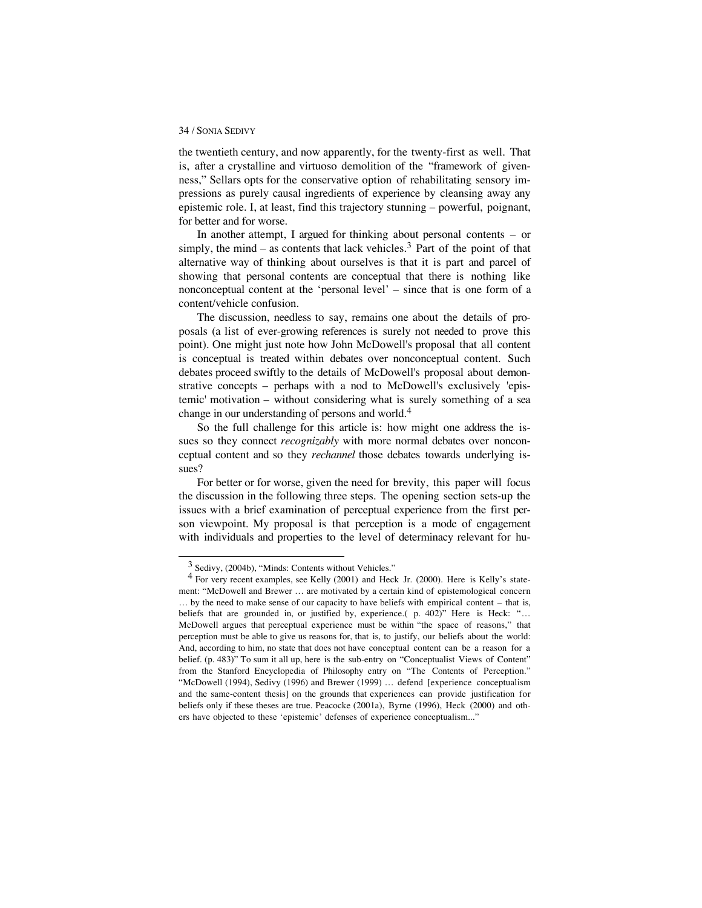the twentieth century, and now apparently, for the twenty-first as well. That is, after a crystalline and virtuoso demolition of the "framework of givenness," Sellars opts for the conservative option of rehabilitating sensory impressions as purely causal ingredients of experience by cleansing away any epistemic role. I, at least, find this trajectory stunning – powerful, poignant, for better and for worse.

In another attempt, I argued for thinking about personal contents – or simply, the mind – as contents that lack vehicles.[3] Part of the point of that alternative way of thinking about ourselves is that it is part and parcel of showing that personal contents are conceptual that there is nothing like nonconceptual content at the 'personal level' – since that is one form of a content/vehicle confusion.

The discussion, needless to say, remains one about the details of proposals (a list of ever-growing references is surely not needed to prove this point). One might just note how John McDowell's proposal that all content is conceptual is treated within debates over nonconceptual content. Such debates proceed swiftly to the details of McDowell's proposal about demonstrative concepts – perhaps with a nod to McDowell's exclusively 'epistemic' motivation – without considering what is surely something of a sea change in our understanding of persons and world.[4]

So the full challenge for this article is: how might one address the issues so they connect *recognizably* with more normal debates over nonconceptual content and so they *rechannel* those debates towards underlying issues?

For better or for worse, given the need for brevity, this paper will focus the discussion in the following three steps. The opening section sets-up the issues with a brief examination of perceptual experience from the first person viewpoint. My proposal is that perception is a mode of engagement with individuals and properties to the level of determinacy relevant for hu-

---

[3] Sedivy, (2004b), "Minds: Contents without Vehicles."

[4] For very recent examples, see Kelly (2001) and Heck Jr. (2000). Here is Kelly's statement: "McDowell and Brewer … are motivated by a certain kind of epistemological concern … by the need to make sense of our capacity to have beliefs with empirical content – that is, beliefs that are grounded in, or justified by, experience.( p. 402)" Here is Heck: "… McDowell argues that perceptual experience must be within "the space of reasons," that perception must be able to give us reasons for, that is, to justify, our beliefs about the world: And, according to him, no state that does not have conceptual content can be a reason for a belief. (p. 483)" To sum it all up, here is the sub-entry on "Conceptualist Views of Content" from the Stanford Encyclopedia of Philosophy entry on "The Contents of Perception." "McDowell (1994), Sedivy (1996) and Brewer (1999) … defend [experience conceptualism and the same-content thesis] on the grounds that experiences can provide justification for beliefs only if these theses are true. Peacocke (2001a), Byrne (1996), Heck (2000) and others have objected to these 'epistemic' defenses of experience conceptualism..."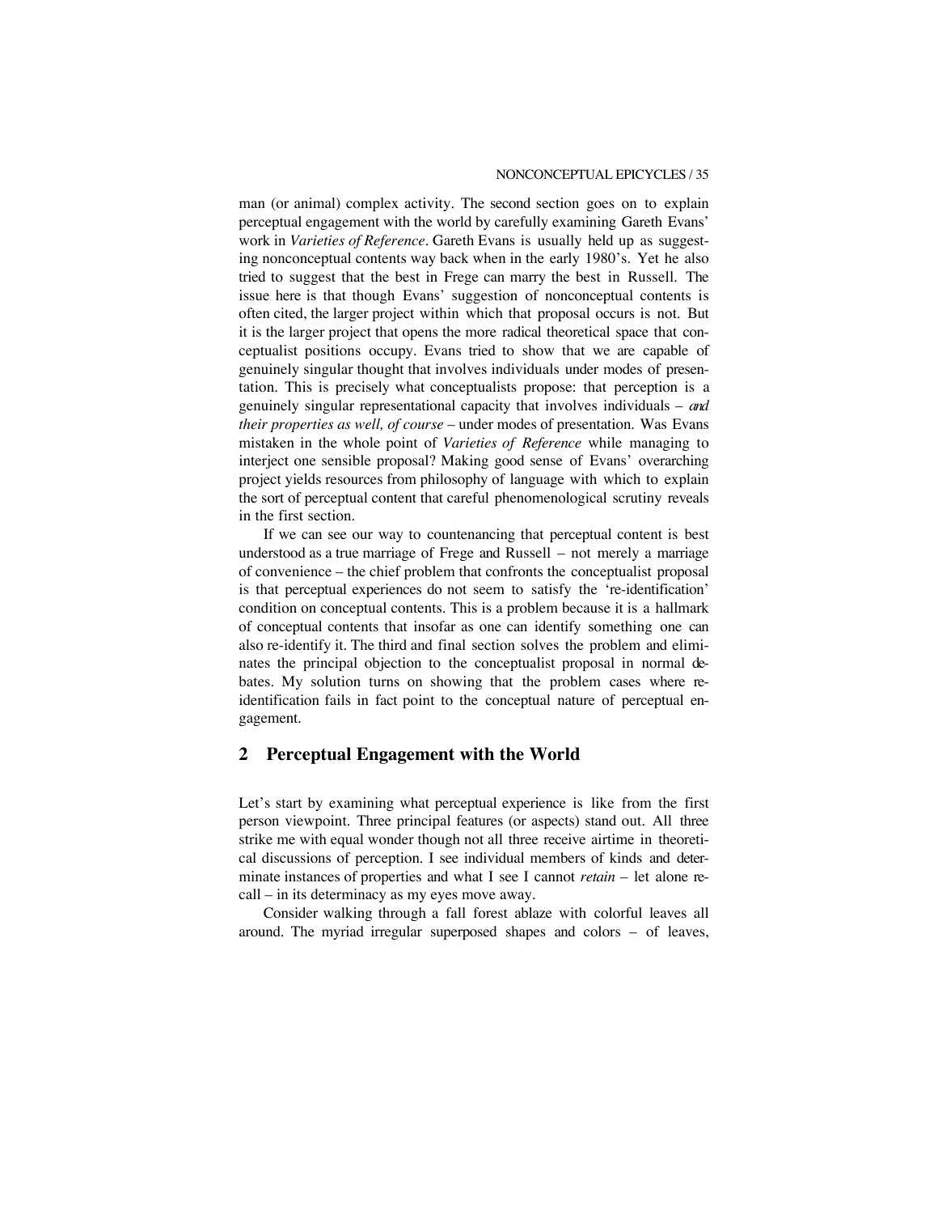man (or animal) complex activity. The second section goes on to explain perceptual engagement with the world by carefully examining Gareth Evans' work in *Varieties of Reference*. Gareth Evans is usually held up as suggesting nonconceptual contents way back when in the early 1980's. Yet he also tried to suggest that the best in Frege can marry the best in Russell. The issue here is that though Evans' suggestion of nonconceptual contents is often cited, the larger project within which that proposal occurs is not. But it is the larger project that opens the more radical theoretical space that conceptualist positions occupy. Evans tried to show that we are capable of genuinely singular thought that involves individuals under modes of presentation. This is precisely what conceptualists propose: that perception is a genuinely singular representational capacity that involves individuals – *and their properties as well, of course* – under modes of presentation. Was Evans mistaken in the whole point of *Varieties of Reference* while managing to interject one sensible proposal? Making good sense of Evans' overarching project yields resources from philosophy of language with which to explain the sort of perceptual content that careful phenomenological scrutiny reveals in the first section.

If we can see our way to countenancing that perceptual content is best understood as a true marriage of Frege and Russell – not merely a marriage of convenience – the chief problem that confronts the conceptualist proposal is that perceptual experiences do not seem to satisfy the 're-identification' condition on conceptual contents. This is a problem because it is a hallmark of conceptual contents that insofar as one can identify something one can also re-identify it. The third and final section solves the problem and eliminates the principal objection to the conceptualist proposal in normal debates. My solution turns on showing that the problem cases where re-identification fails in fact point to the conceptual nature of perceptual engagement.

## 2 Perceptual Engagement with the World

Let's start by examining what perceptual experience is like from the first person viewpoint. Three principal features (or aspects) stand out. All three strike me with equal wonder though not all three receive airtime in theoretical discussions of perception. I see individual members of kinds and determinate instances of properties and what I see I cannot *retain* – let alone recall – in its determinacy as my eyes move away.

Consider walking through a fall forest ablaze with colorful leaves all around. The myriad irregular superposed shapes and colors – of leaves,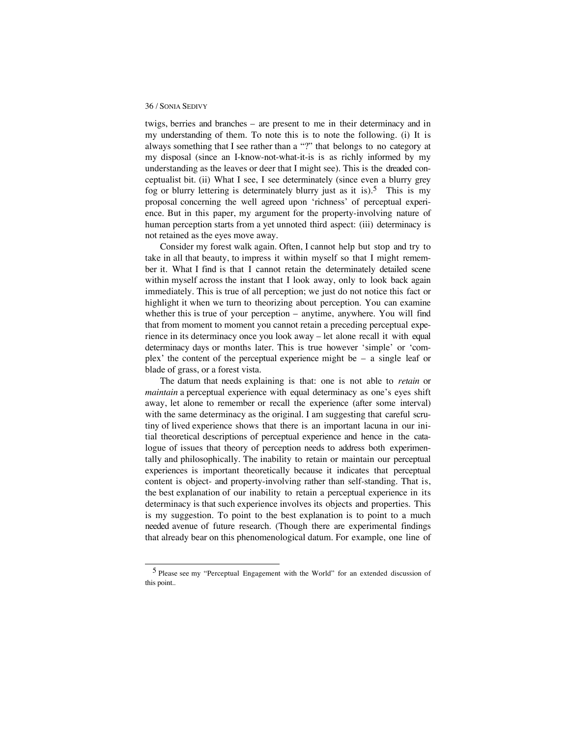twigs, berries and branches – are present to me in their determinacy and in my understanding of them. To note this is to note the following. (i) It is always something that I see rather than a "?" that belongs to no category at my disposal (since an I-know-not-what-it-is is as richly informed by my understanding as the leaves or deer that I might see). This is the dreaded conceptualist bit. (ii) What I see, I see determinately (since even a blurry grey fog or blurry lettering is determinately blurry just as it is).[5] This is my proposal concerning the well agreed upon 'richness' of perceptual experience. But in this paper, my argument for the property-involving nature of human perception starts from a yet unnoted third aspect: (iii) determinacy is not retained as the eyes move away.

Consider my forest walk again. Often, I cannot help but stop and try to take in all that beauty, to impress it within myself so that I might remember it. What I find is that I cannot retain the determinately detailed scene within myself across the instant that I look away, only to look back again immediately. This is true of all perception; we just do not notice this fact or highlight it when we turn to theorizing about perception. You can examine whether this is true of your perception – anytime, anywhere. You will find that from moment to moment you cannot retain a preceding perceptual experience in its determinacy once you look away – let alone recall it with equal determinacy days or months later. This is true however 'simple' or 'complex' the content of the perceptual experience might be – a single leaf or blade of grass, or a forest vista.

The datum that needs explaining is that: one is not able to *retain* or *maintain* a perceptual experience with equal determinacy as one's eyes shift away, let alone to remember or recall the experience (after some interval) with the same determinacy as the original. I am suggesting that careful scrutiny of lived experience shows that there is an important lacuna in our initial theoretical descriptions of perceptual experience and hence in the catalogue of issues that theory of perception needs to address both experimentally and philosophically. The inability to retain or maintain our perceptual experiences is important theoretically because it indicates that perceptual content is object- and property-involving rather than self-standing. That is, the best explanation of our inability to retain a perceptual experience in its determinacy is that such experience involves its objects and properties. This is my suggestion. To point to the best explanation is to point to a much needed avenue of future research. (Though there are experimental findings that already bear on this phenomenological datum. For example, one line of

---

[5] Please see my "Perceptual Engagement with the World" for an extended discussion of this point..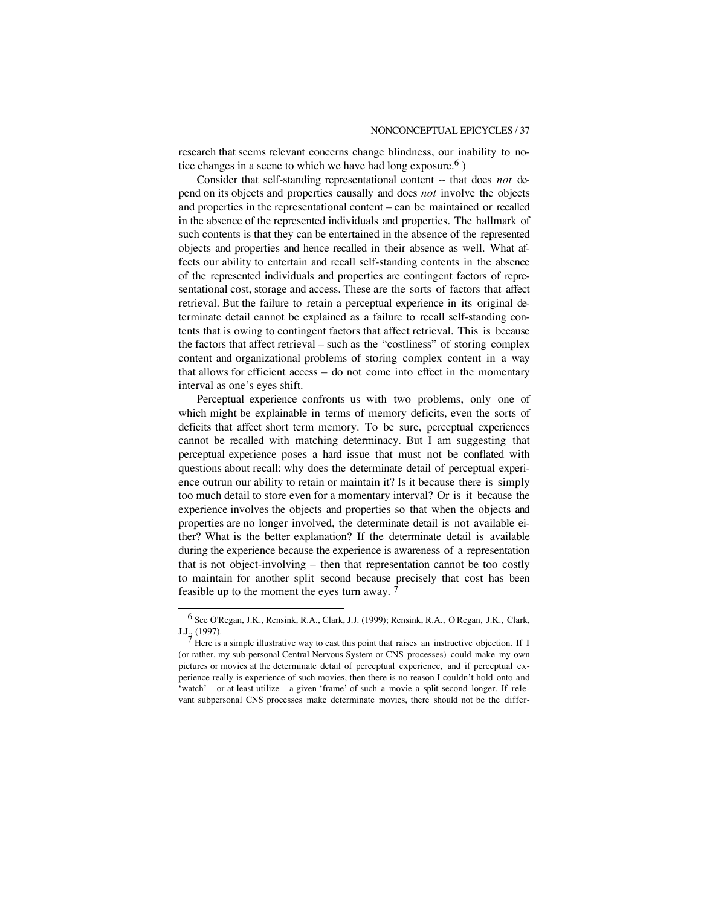research that seems relevant concerns change blindness, our inability to notice changes in a scene to which we have had long exposure.[6] )

Consider that self-standing representational content -- that does *not* depend on its objects and properties causally and does *not* involve the objects and properties in the representational content – can be maintained or recalled in the absence of the represented individuals and properties. The hallmark of such contents is that they can be entertained in the absence of the represented objects and properties and hence recalled in their absence as well. What affects our ability to entertain and recall self-standing contents in the absence of the represented individuals and properties are contingent factors of representational cost, storage and access. These are the sorts of factors that affect retrieval. But the failure to retain a perceptual experience in its original determinate detail cannot be explained as a failure to recall self-standing contents that is owing to contingent factors that affect retrieval. This is because the factors that affect retrieval – such as the "costliness" of storing complex content and organizational problems of storing complex content in a way that allows for efficient access – do not come into effect in the momentary interval as one's eyes shift.

Perceptual experience confronts us with two problems, only one of which might be explainable in terms of memory deficits, even the sorts of deficits that affect short term memory. To be sure, perceptual experiences cannot be recalled with matching determinacy. But I am suggesting that perceptual experience poses a hard issue that must not be conflated with questions about recall: why does the determinate detail of perceptual experience outrun our ability to retain or maintain it? Is it because there is simply too much detail to store even for a momentary interval? Or is it because the experience involves the objects and properties so that when the objects and properties are no longer involved, the determinate detail is not available either? What is the better explanation? If the determinate detail is available during the experience because the experience is awareness of a representation that is not object-involving – then that representation cannot be too costly to maintain for another split second because precisely that cost has been feasible up to the moment the eyes turn away. [7]

---

[6] See O'Regan, J.K., Rensink, R.A., Clark, J.J. (1999); Rensink, R.A., O'Regan, J.K., Clark, J.J., (1997).

[7] Here is a simple illustrative way to cast this point that raises an instructive objection. If I (or rather, my sub-personal Central Nervous System or CNS processes) could make my own pictures or movies at the determinate detail of perceptual experience, and if perceptual experience really is experience of such movies, then there is no reason I couldn't hold onto and 'watch' – or at least utilize – a given 'frame' of such a movie a split second longer. If relevant subpersonal CNS processes make determinate movies, there should not be the differ-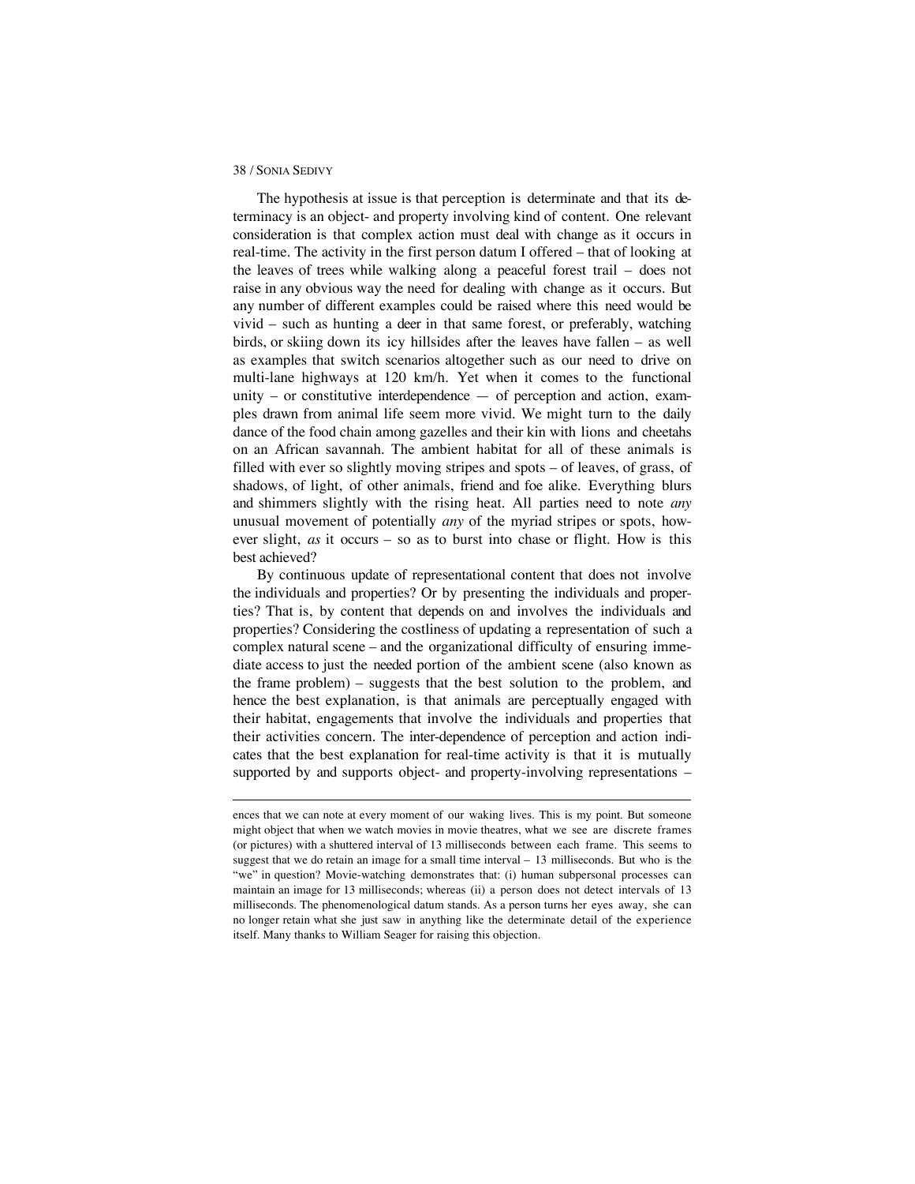The hypothesis at issue is that perception is determinate and that its determinacy is an object- and property involving kind of content. One relevant consideration is that complex action must deal with change as it occurs in real-time. The activity in the first person datum I offered – that of looking at the leaves of trees while walking along a peaceful forest trail – does not raise in any obvious way the need for dealing with change as it occurs. But any number of different examples could be raised where this need would be vivid – such as hunting a deer in that same forest, or preferably, watching birds, or skiing down its icy hillsides after the leaves have fallen – as well as examples that switch scenarios altogether such as our need to drive on multi-lane highways at 120 km/h. Yet when it comes to the functional unity – or constitutive interdependence — of perception and action, examples drawn from animal life seem more vivid. We might turn to the daily dance of the food chain among gazelles and their kin with lions and cheetahs on an African savannah. The ambient habitat for all of these animals is filled with ever so slightly moving stripes and spots – of leaves, of grass, of shadows, of light, of other animals, friend and foe alike. Everything blurs and shimmers slightly with the rising heat. All parties need to note *any* unusual movement of potentially *any* of the myriad stripes or spots, however slight, *as* it occurs – so as to burst into chase or flight. How is this best achieved?

By continuous update of representational content that does not involve the individuals and properties? Or by presenting the individuals and properties? That is, by content that depends on and involves the individuals and properties? Considering the costliness of updating a representation of such a complex natural scene – and the organizational difficulty of ensuring immediate access to just the needed portion of the ambient scene (also known as the frame problem) – suggests that the best solution to the problem, and hence the best explanation, is that animals are perceptually engaged with their habitat, engagements that involve the individuals and properties that their activities concern. The inter-dependence of perception and action indicates that the best explanation for real-time activity is that it is mutually supported by and supports object- and property-involving representations –

---

ences that we can note at every moment of our waking lives. This is my point. But someone might object that when we watch movies in movie theatres, what we see are discrete frames (or pictures) with a shuttered interval of 13 milliseconds between each frame. This seems to suggest that we do retain an image for a small time interval – 13 milliseconds. But who is the "we" in question? Movie-watching demonstrates that: (i) human subpersonal processes can maintain an image for 13 milliseconds; whereas (ii) a person does not detect intervals of 13 milliseconds. The phenomenological datum stands. As a person turns her eyes away, she can no longer retain what she just saw in anything like the determinate detail of the experience itself. Many thanks to William Seager for raising this objection.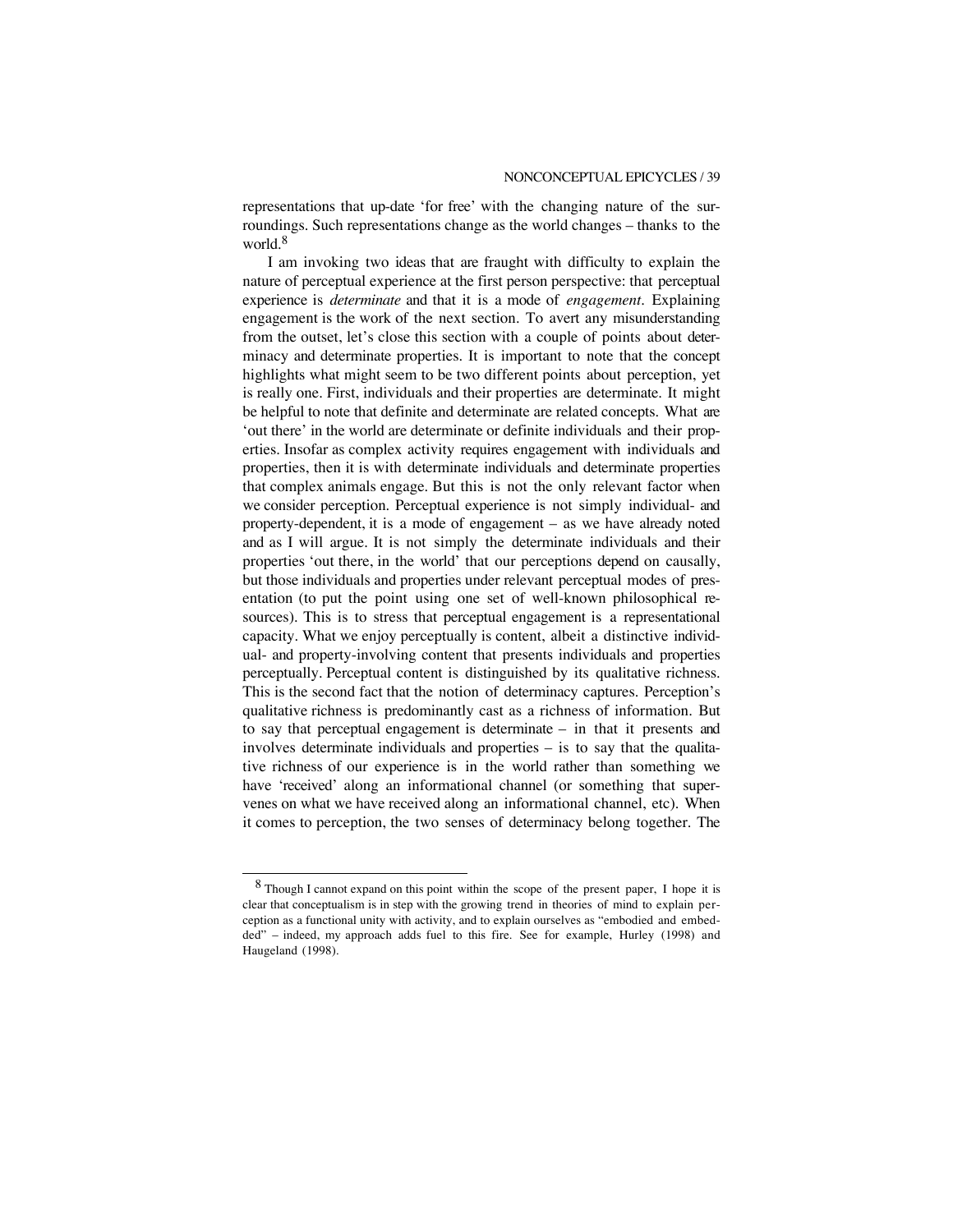representations that up-date 'for free' with the changing nature of the surroundings. Such representations change as the world changes – thanks to the world.[8]

I am invoking two ideas that are fraught with difficulty to explain the nature of perceptual experience at the first person perspective: that perceptual experience is *determinate* and that it is a mode of *engagement*. Explaining engagement is the work of the next section. To avert any misunderstanding from the outset, let's close this section with a couple of points about determinacy and determinate properties. It is important to note that the concept highlights what might seem to be two different points about perception, yet is really one. First, individuals and their properties are determinate. It might be helpful to note that definite and determinate are related concepts. What are 'out there' in the world are determinate or definite individuals and their properties. Insofar as complex activity requires engagement with individuals and properties, then it is with determinate individuals and determinate properties that complex animals engage. But this is not the only relevant factor when we consider perception. Perceptual experience is not simply individual- and property-dependent, it is a mode of engagement – as we have already noted and as I will argue. It is not simply the determinate individuals and their properties 'out there, in the world' that our perceptions depend on causally, but those individuals and properties under relevant perceptual modes of presentation (to put the point using one set of well-known philosophical resources). This is to stress that perceptual engagement is a representational capacity. What we enjoy perceptually is content, albeit a distinctive individual- and property-involving content that presents individuals and properties perceptually. Perceptual content is distinguished by its qualitative richness. This is the second fact that the notion of determinacy captures. Perception's qualitative richness is predominantly cast as a richness of information. But to say that perceptual engagement is determinate – in that it presents and involves determinate individuals and properties – is to say that the qualitative richness of our experience is in the world rather than something we have 'received' along an informational channel (or something that supervenes on what we have received along an informational channel, etc). When it comes to perception, the two senses of determinacy belong together. The

---

[8] Though I cannot expand on this point within the scope of the present paper, I hope it is clear that conceptualism is in step with the growing trend in theories of mind to explain perception as a functional unity with activity, and to explain ourselves as "embodied and embedded" – indeed, my approach adds fuel to this fire. See for example, Hurley (1998) and Haugeland (1998).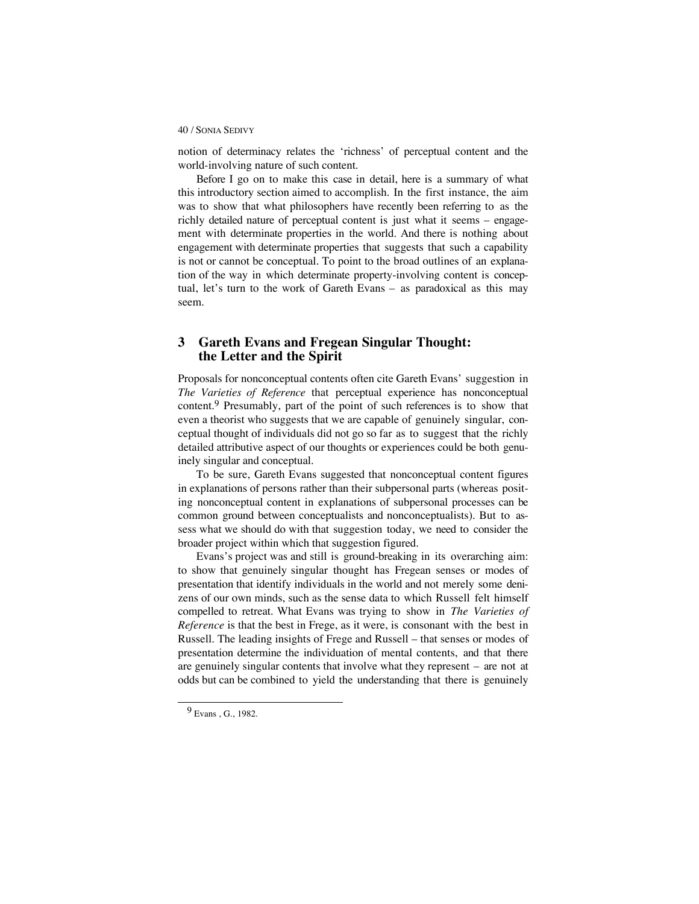notion of determinacy relates the 'richness' of perceptual content and the world-involving nature of such content.

Before I go on to make this case in detail, here is a summary of what this introductory section aimed to accomplish. In the first instance, the aim was to show that what philosophers have recently been referring to as the richly detailed nature of perceptual content is just what it seems – engagement with determinate properties in the world. And there is nothing about engagement with determinate properties that suggests that such a capability is not or cannot be conceptual. To point to the broad outlines of an explanation of the way in which determinate property-involving content is conceptual, let's turn to the work of Gareth Evans – as paradoxical as this may seem.

## 3 Gareth Evans and Fregean Singular Thought: the Letter and the Spirit

Proposals for nonconceptual contents often cite Gareth Evans' suggestion in *The Varieties of Reference* that perceptual experience has nonconceptual content.[9] Presumably, part of the point of such references is to show that even a theorist who suggests that we are capable of genuinely singular, conceptual thought of individuals did not go so far as to suggest that the richly detailed attributive aspect of our thoughts or experiences could be both genuinely singular and conceptual.

To be sure, Gareth Evans suggested that nonconceptual content figures in explanations of persons rather than their subpersonal parts (whereas positing nonconceptual content in explanations of subpersonal processes can be common ground between conceptualists and nonconceptualists). But to assess what we should do with that suggestion today, we need to consider the broader project within which that suggestion figured.

Evans's project was and still is ground-breaking in its overarching aim: to show that genuinely singular thought has Fregean senses or modes of presentation that identify individuals in the world and not merely some denizens of our own minds, such as the sense data to which Russell felt himself compelled to retreat. What Evans was trying to show in *The Varieties of Reference* is that the best in Frege, as it were, is consonant with the best in Russell. The leading insights of Frege and Russell – that senses or modes of presentation determine the individuation of mental contents, and that there are genuinely singular contents that involve what they represent – are not at odds but can be combined to yield the understanding that there is genuinely

[9] Evans , G., 1982.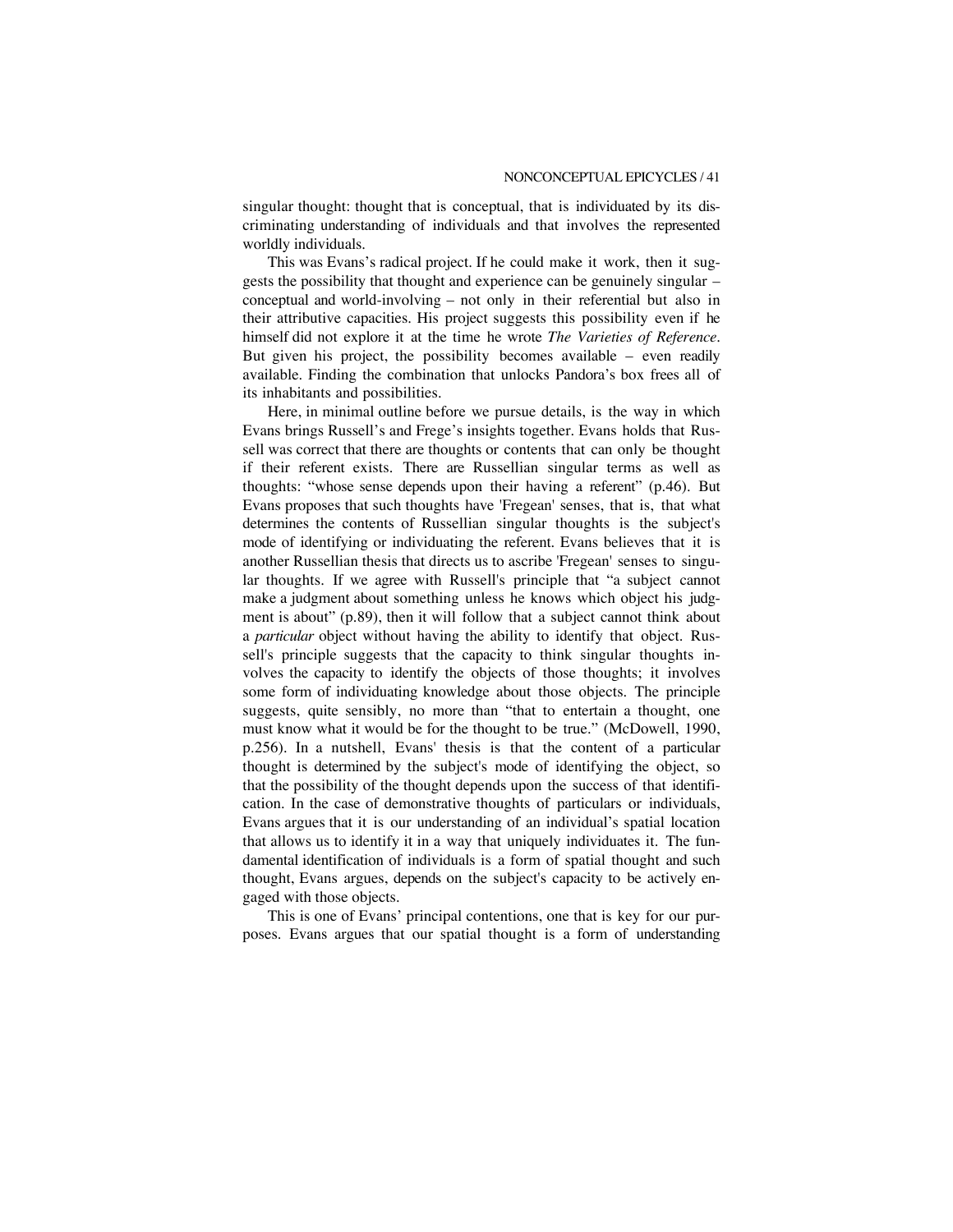singular thought: thought that is conceptual, that is individuated by its discriminating understanding of individuals and that involves the represented worldly individuals.

This was Evans's radical project. If he could make it work, then it suggests the possibility that thought and experience can be genuinely singular – conceptual and world-involving – not only in their referential but also in their attributive capacities. His project suggests this possibility even if he himself did not explore it at the time he wrote *The Varieties of Reference*. But given his project, the possibility becomes available – even readily available. Finding the combination that unlocks Pandora's box frees all of its inhabitants and possibilities.

Here, in minimal outline before we pursue details, is the way in which Evans brings Russell's and Frege's insights together. Evans holds that Russell was correct that there are thoughts or contents that can only be thought if their referent exists. There are Russellian singular terms as well as thoughts: "whose sense depends upon their having a referent" (p.46). But Evans proposes that such thoughts have 'Fregean' senses, that is, that what determines the contents of Russellian singular thoughts is the subject's mode of identifying or individuating the referent. Evans believes that it is another Russellian thesis that directs us to ascribe 'Fregean' senses to singular thoughts. If we agree with Russell's principle that "a subject cannot make a judgment about something unless he knows which object his judgment is about" (p.89), then it will follow that a subject cannot think about a *particular* object without having the ability to identify that object. Russell's principle suggests that the capacity to think singular thoughts involves the capacity to identify the objects of those thoughts; it involves some form of individuating knowledge about those objects. The principle suggests, quite sensibly, no more than "that to entertain a thought, one must know what it would be for the thought to be true." (McDowell, 1990, p.256). In a nutshell, Evans' thesis is that the content of a particular thought is determined by the subject's mode of identifying the object, so that the possibility of the thought depends upon the success of that identification. In the case of demonstrative thoughts of particulars or individuals, Evans argues that it is our understanding of an individual's spatial location that allows us to identify it in a way that uniquely individuates it. The fundamental identification of individuals is a form of spatial thought and such thought, Evans argues, depends on the subject's capacity to be actively engaged with those objects.

This is one of Evans' principal contentions, one that is key for our purposes. Evans argues that our spatial thought is a form of understanding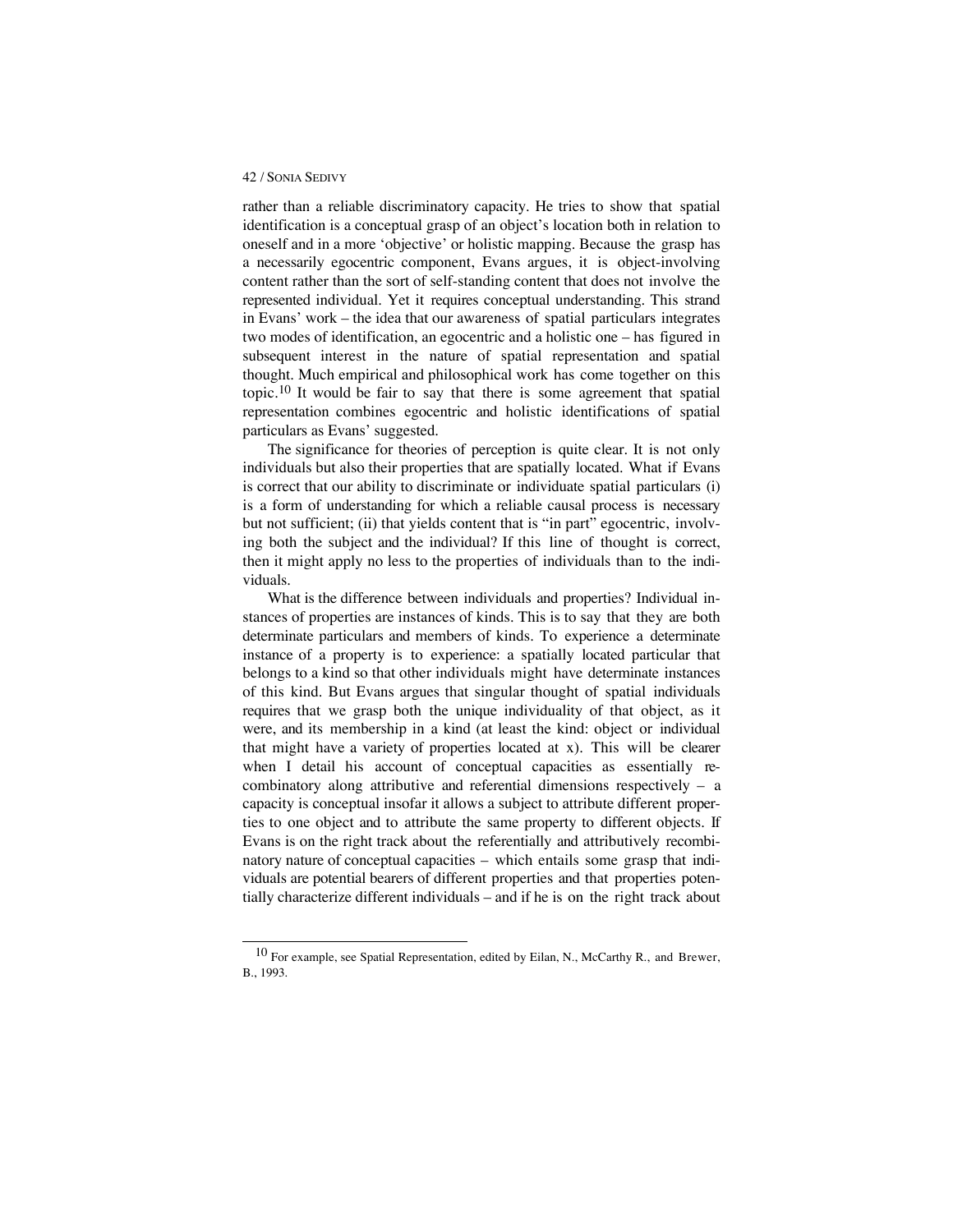rather than a reliable discriminatory capacity. He tries to show that spatial identification is a conceptual grasp of an object's location both in relation to oneself and in a more 'objective' or holistic mapping. Because the grasp has a necessarily egocentric component, Evans argues, it is object-involving content rather than the sort of self-standing content that does not involve the represented individual. Yet it requires conceptual understanding. This strand in Evans' work – the idea that our awareness of spatial particulars integrates two modes of identification, an egocentric and a holistic one – has figured in subsequent interest in the nature of spatial representation and spatial thought. Much empirical and philosophical work has come together on this topic.[10] It would be fair to say that there is some agreement that spatial representation combines egocentric and holistic identifications of spatial particulars as Evans' suggested.

The significance for theories of perception is quite clear. It is not only individuals but also their properties that are spatially located. What if Evans is correct that our ability to discriminate or individuate spatial particulars (i) is a form of understanding for which a reliable causal process is necessary but not sufficient; (ii) that yields content that is "in part" egocentric, involving both the subject and the individual? If this line of thought is correct, then it might apply no less to the properties of individuals than to the individuals.

What is the difference between individuals and properties? Individual instances of properties are instances of kinds. This is to say that they are both determinate particulars and members of kinds. To experience a determinate instance of a property is to experience: a spatially located particular that belongs to a kind so that other individuals might have determinate instances of this kind. But Evans argues that singular thought of spatial individuals requires that we grasp both the unique individuality of that object, as it were, and its membership in a kind (at least the kind: object or individual that might have a variety of properties located at x). This will be clearer when I detail his account of conceptual capacities as essentially recombinatory along attributive and referential dimensions respectively – a capacity is conceptual insofar it allows a subject to attribute different properties to one object and to attribute the same property to different objects. If Evans is on the right track about the referentially and attributively recombinatory nature of conceptual capacities – which entails some grasp that individuals are potential bearers of different properties and that properties potentially characterize different individuals – and if he is on the right track about

---

[10] For example, see Spatial Representation, edited by Eilan, N., McCarthy R., and Brewer, B., 1993.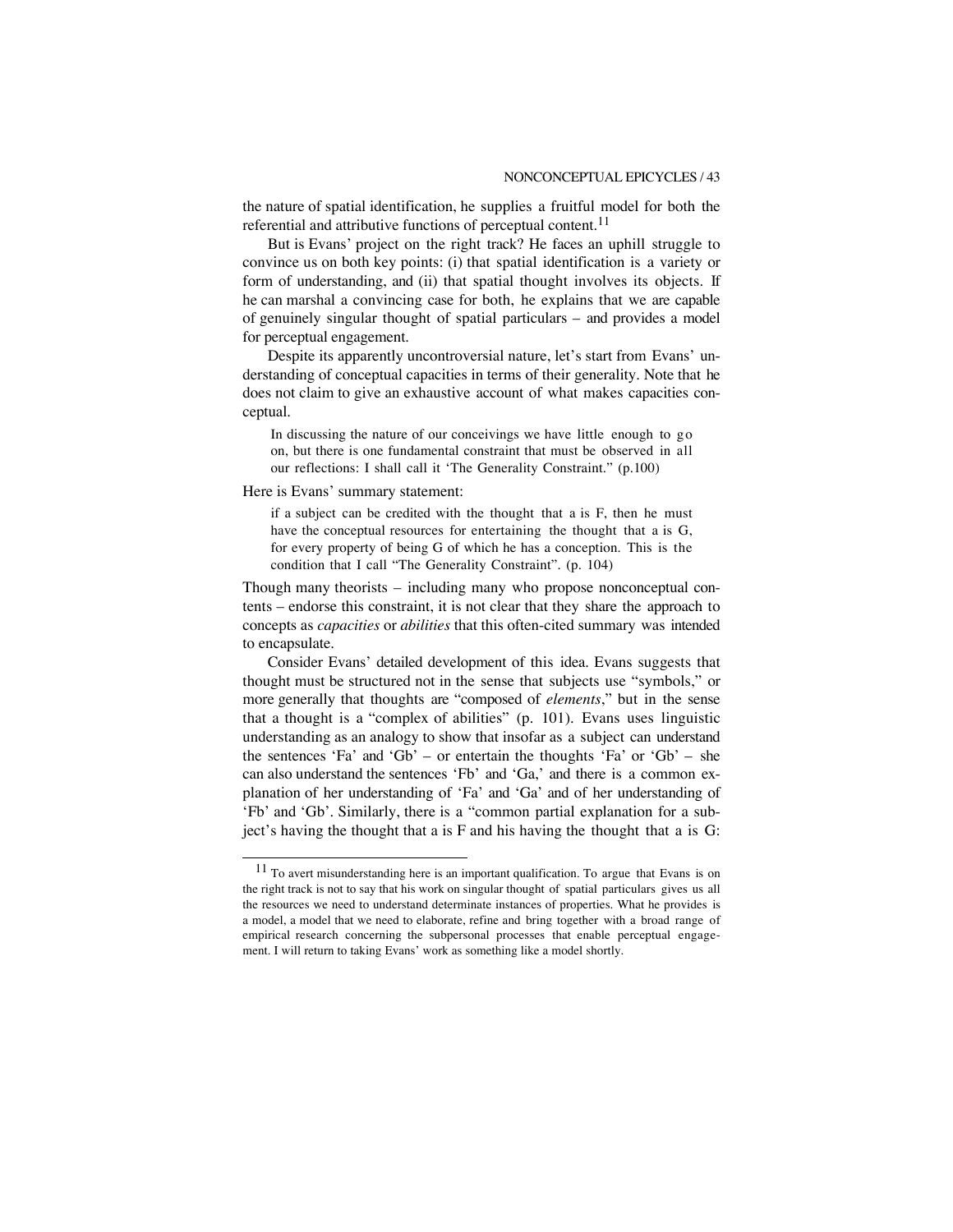the nature of spatial identification, he supplies a fruitful model for both the referential and attributive functions of perceptual content.[11]

But is Evans' project on the right track? He faces an uphill struggle to convince us on both key points: (i) that spatial identification is a variety or form of understanding, and (ii) that spatial thought involves its objects. If he can marshal a convincing case for both, he explains that we are capable of genuinely singular thought of spatial particulars – and provides a model for perceptual engagement.

Despite its apparently uncontroversial nature, let's start from Evans' understanding of conceptual capacities in terms of their generality. Note that he does not claim to give an exhaustive account of what makes capacities conceptual.

> In discussing the nature of our conceivings we have little enough to go on, but there is one fundamental constraint that must be observed in all our reflections: I shall call it 'The Generality Constraint." (p.100)

Here is Evans' summary statement:

> if a subject can be credited with the thought that a is F, then he must have the conceptual resources for entertaining the thought that a is G, for every property of being G of which he has a conception. This is the condition that I call "The Generality Constraint". (p. 104)

Though many theorists – including many who propose nonconceptual contents – endorse this constraint, it is not clear that they share the approach to concepts as *capacities* or *abilities* that this often-cited summary was intended to encapsulate.

Consider Evans' detailed development of this idea. Evans suggests that thought must be structured not in the sense that subjects use "symbols," or more generally that thoughts are "composed of *elements*," but in the sense that a thought is a "complex of abilities" (p. 101). Evans uses linguistic understanding as an analogy to show that insofar as a subject can understand the sentences 'Fa' and 'Gb' – or entertain the thoughts 'Fa' or 'Gb' – she can also understand the sentences 'Fb' and 'Ga,' and there is a common explanation of her understanding of 'Fa' and 'Ga' and of her understanding of 'Fb' and 'Gb'. Similarly, there is a "common partial explanation for a subject's having the thought that a is F and his having the thought that a is G:

---

[11] To avert misunderstanding here is an important qualification. To argue that Evans is on the right track is not to say that his work on singular thought of spatial particulars gives us all the resources we need to understand determinate instances of properties. What he provides is a model, a model that we need to elaborate, refine and bring together with a broad range of empirical research concerning the subpersonal processes that enable perceptual engagement. I will return to taking Evans' work as something like a model shortly.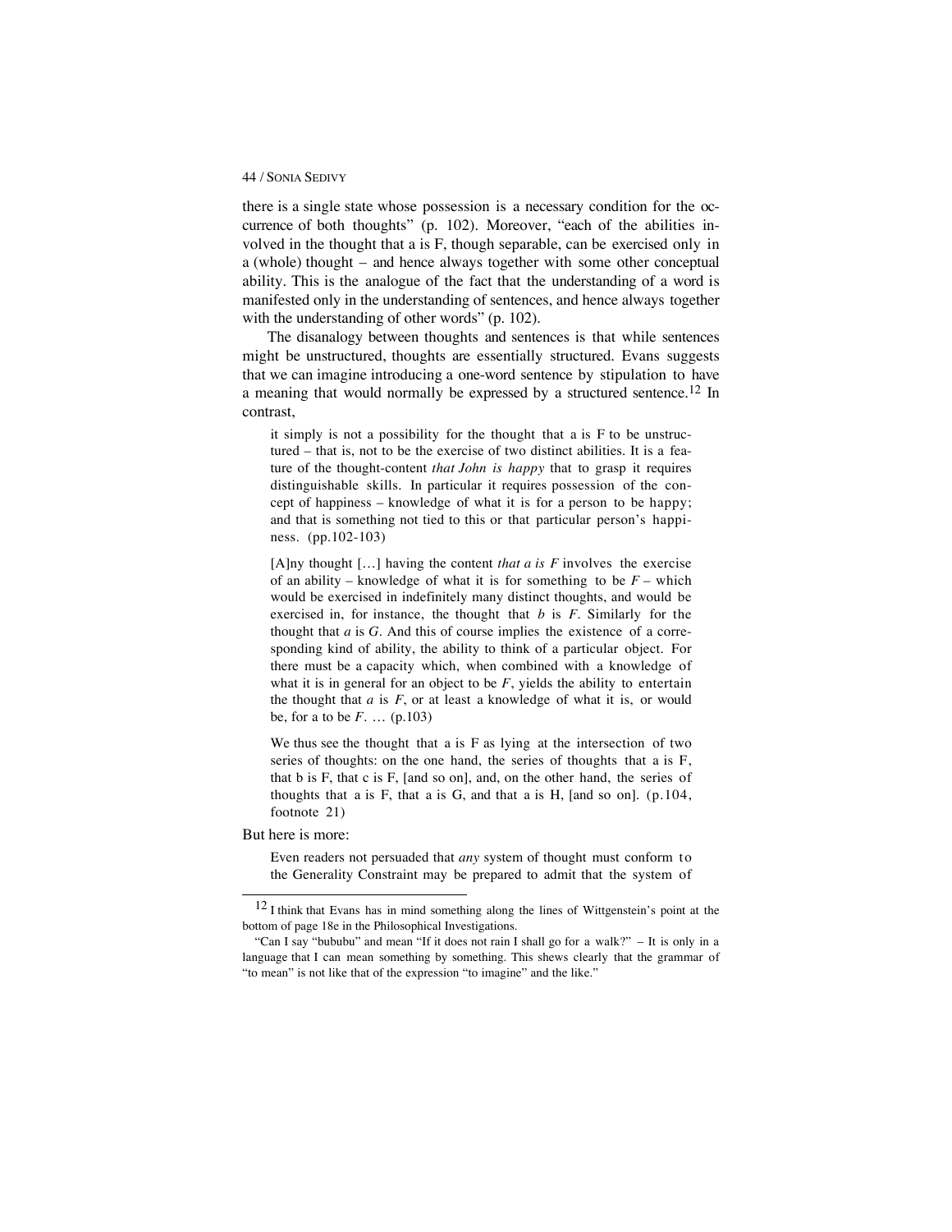there is a single state whose possession is a necessary condition for the occurrence of both thoughts" (p. 102). Moreover, "each of the abilities involved in the thought that a is F, though separable, can be exercised only in a (whole) thought – and hence always together with some other conceptual ability. This is the analogue of the fact that the understanding of a word is manifested only in the understanding of sentences, and hence always together with the understanding of other words" (p. 102).

The disanalogy between thoughts and sentences is that while sentences might be unstructured, thoughts are essentially structured. Evans suggests that we can imagine introducing a one-word sentence by stipulation to have a meaning that would normally be expressed by a structured sentence.[12] In contrast,

> it simply is not a possibility for the thought that a is F to be unstructured – that is, not to be the exercise of two distinct abilities. It is a feature of the thought-content *that John is happy* that to grasp it requires distinguishable skills. In particular it requires possession of the concept of happiness – knowledge of what it is for a person to be happy; and that is something not tied to this or that particular person's happiness. (pp.102-103)

> [A]ny thought […] having the content *that a is F* involves the exercise of an ability – knowledge of what it is for something to be *F* – which would be exercised in indefinitely many distinct thoughts, and would be exercised in, for instance, the thought that *b* is *F*. Similarly for the thought that *a* is *G*. And this of course implies the existence of a corresponding kind of ability, the ability to think of a particular object. For there must be a capacity which, when combined with a knowledge of what it is in general for an object to be *F*, yields the ability to entertain the thought that *a* is *F*, or at least a knowledge of what it is, or would be, for a to be *F*. … (p.103)

> We thus see the thought that a is F as lying at the intersection of two series of thoughts: on the one hand, the series of thoughts that a is F, that b is F, that c is F, [and so on], and, on the other hand, the series of thoughts that a is F, that a is G, and that a is H, [and so on]. (p.104, footnote 21)

But here is more:

> Even readers not persuaded that *any* system of thought must conform to the Generality Constraint may be prepared to admit that the system of

---

[12] I think that Evans has in mind something along the lines of Wittgenstein's point at the bottom of page 18e in the Philosophical Investigations.

"Can I say "bububu" and mean "If it does not rain I shall go for a walk?" – It is only in a language that I can mean something by something. This shews clearly that the grammar of "to mean" is not like that of the expression "to imagine" and the like."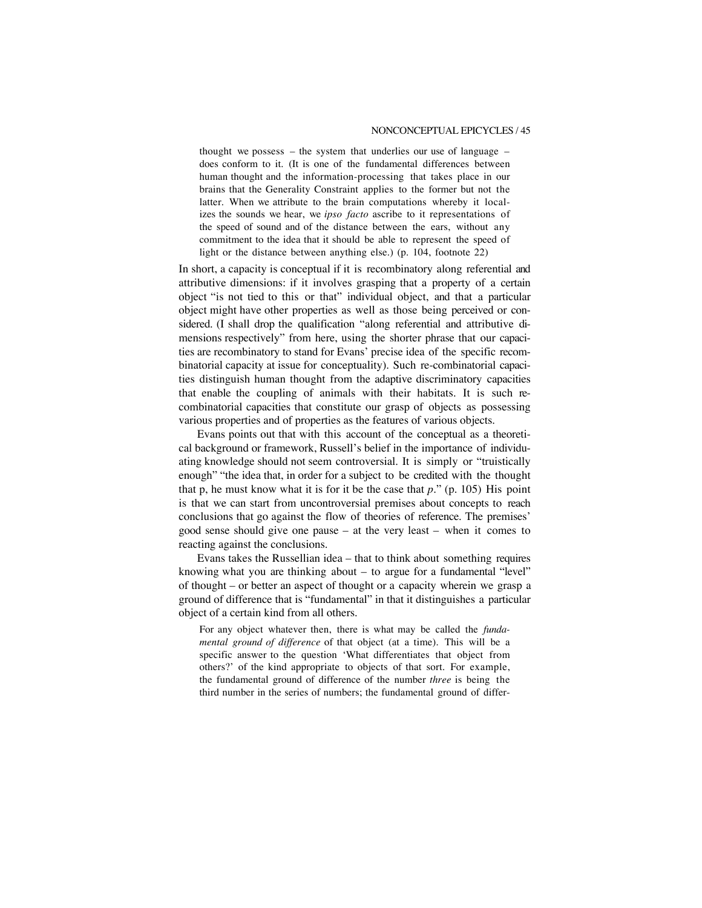> thought we possess – the system that underlies our use of language – does conform to it. (It is one of the fundamental differences between human thought and the information-processing that takes place in our brains that the Generality Constraint applies to the former but not the latter. When we attribute to the brain computations whereby it localizes the sounds we hear, we *ipso facto* ascribe to it representations of the speed of sound and of the distance between the ears, without any commitment to the idea that it should be able to represent the speed of light or the distance between anything else.) (p. 104, footnote 22)

In short, a capacity is conceptual if it is recombinatory along referential and attributive dimensions: if it involves grasping that a property of a certain object "is not tied to this or that" individual object, and that a particular object might have other properties as well as those being perceived or considered. (I shall drop the qualification "along referential and attributive dimensions respectively" from here, using the shorter phrase that our capacities are recombinatory to stand for Evans' precise idea of the specific recombinatorial capacity at issue for conceptuality). Such re-combinatorial capacities distinguish human thought from the adaptive discriminatory capacities that enable the coupling of animals with their habitats. It is such recombinatorial capacities that constitute our grasp of objects as possessing various properties and of properties as the features of various objects.

Evans points out that with this account of the conceptual as a theoretical background or framework, Russell's belief in the importance of individuating knowledge should not seem controversial. It is simply or "truistically enough" "the idea that, in order for a subject to be credited with the thought that p, he must know what it is for it be the case that *p*." (p. 105) His point is that we can start from uncontroversial premises about concepts to reach conclusions that go against the flow of theories of reference. The premises' good sense should give one pause – at the very least – when it comes to reacting against the conclusions.

Evans takes the Russellian idea – that to think about something requires knowing what you are thinking about – to argue for a fundamental "level" of thought – or better an aspect of thought or a capacity wherein we grasp a ground of difference that is "fundamental" in that it distinguishes a particular object of a certain kind from all others.

> For any object whatever then, there is what may be called the *fundamental ground of difference* of that object (at a time). This will be a specific answer to the question 'What differentiates that object from others?' of the kind appropriate to objects of that sort. For example, the fundamental ground of difference of the number *three* is being the third number in the series of numbers; the fundamental ground of differ-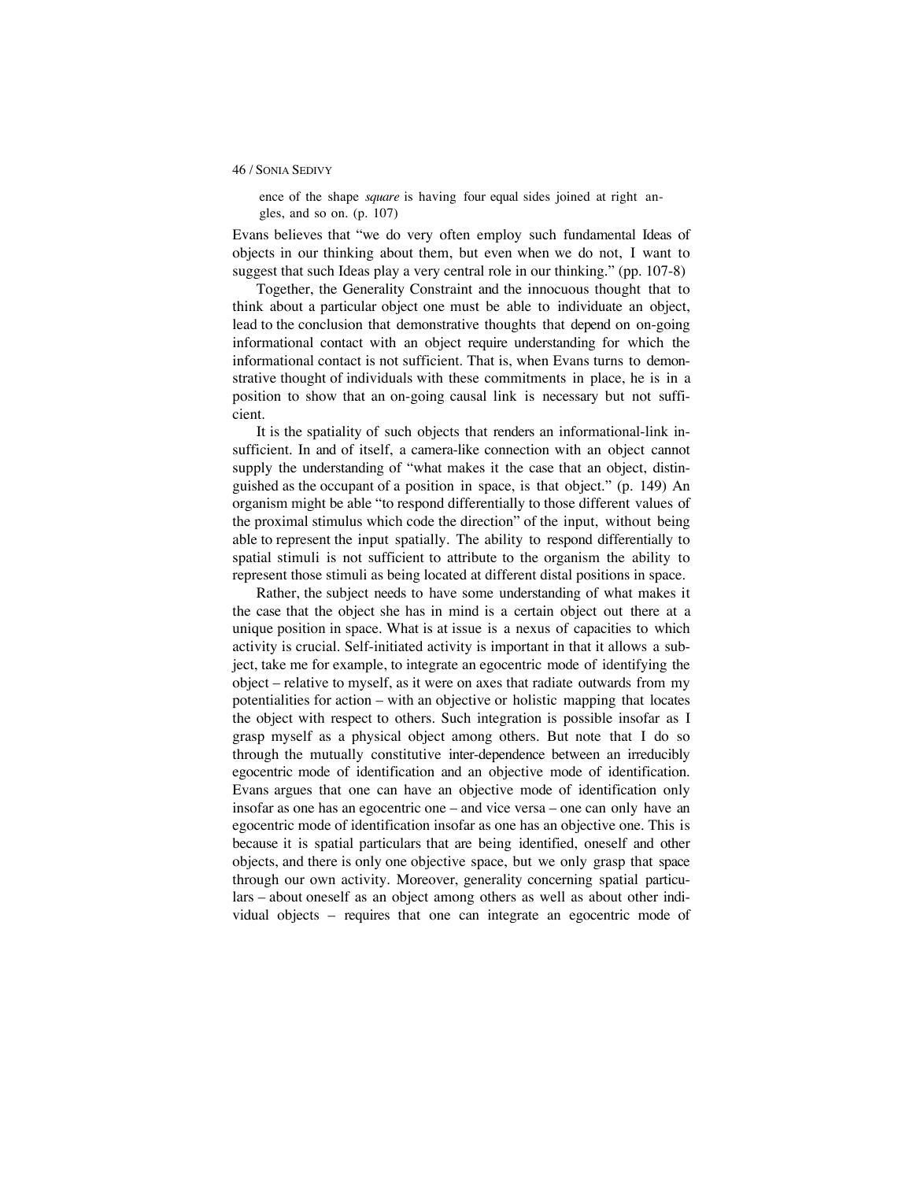> ence of the shape *square* is having four equal sides joined at right angles, and so on. (p. 107)

Evans believes that "we do very often employ such fundamental Ideas of objects in our thinking about them, but even when we do not, I want to suggest that such Ideas play a very central role in our thinking." (pp. 107-8)

Together, the Generality Constraint and the innocuous thought that to think about a particular object one must be able to individuate an object, lead to the conclusion that demonstrative thoughts that depend on on-going informational contact with an object require understanding for which the informational contact is not sufficient. That is, when Evans turns to demonstrative thought of individuals with these commitments in place, he is in a position to show that an on-going causal link is necessary but not sufficient.

It is the spatiality of such objects that renders an informational-link insufficient. In and of itself, a camera-like connection with an object cannot supply the understanding of "what makes it the case that an object, distinguished as the occupant of a position in space, is that object." (p. 149) An organism might be able "to respond differentially to those different values of the proximal stimulus which code the direction" of the input, without being able to represent the input spatially. The ability to respond differentially to spatial stimuli is not sufficient to attribute to the organism the ability to represent those stimuli as being located at different distal positions in space.

Rather, the subject needs to have some understanding of what makes it the case that the object she has in mind is a certain object out there at a unique position in space. What is at issue is a nexus of capacities to which activity is crucial. Self-initiated activity is important in that it allows a subject, take me for example, to integrate an egocentric mode of identifying the object – relative to myself, as it were on axes that radiate outwards from my potentialities for action – with an objective or holistic mapping that locates the object with respect to others. Such integration is possible insofar as I grasp myself as a physical object among others. But note that I do so through the mutually constitutive inter-dependence between an irreducibly egocentric mode of identification and an objective mode of identification. Evans argues that one can have an objective mode of identification only insofar as one has an egocentric one – and vice versa – one can only have an egocentric mode of identification insofar as one has an objective one. This is because it is spatial particulars that are being identified, oneself and other objects, and there is only one objective space, but we only grasp that space through our own activity. Moreover, generality concerning spatial particulars – about oneself as an object among others as well as about other individual objects – requires that one can integrate an egocentric mode of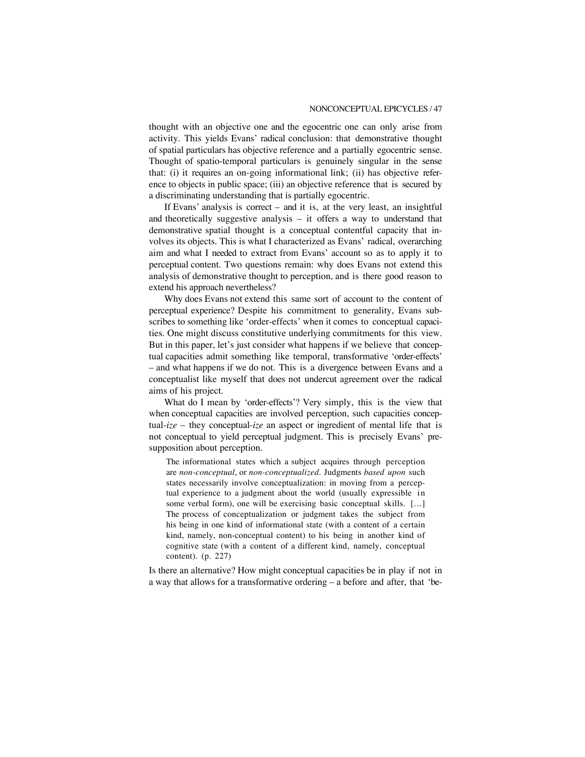thought with an objective one and the egocentric one can only arise from activity. This yields Evans' radical conclusion: that demonstrative thought of spatial particulars has objective reference and a partially egocentric sense. Thought of spatio-temporal particulars is genuinely singular in the sense that: (i) it requires an on-going informational link; (ii) has objective reference to objects in public space; (iii) an objective reference that is secured by a discriminating understanding that is partially egocentric.

If Evans' analysis is correct – and it is, at the very least, an insightful and theoretically suggestive analysis – it offers a way to understand that demonstrative spatial thought is a conceptual contentful capacity that involves its objects. This is what I characterized as Evans' radical, overarching aim and what I needed to extract from Evans' account so as to apply it to perceptual content. Two questions remain: why does Evans not extend this analysis of demonstrative thought to perception, and is there good reason to extend his approach nevertheless?

Why does Evans not extend this same sort of account to the content of perceptual experience? Despite his commitment to generality, Evans subscribes to something like 'order-effects' when it comes to conceptual capacities. One might discuss constitutive underlying commitments for this view. But in this paper, let's just consider what happens if we believe that conceptual capacities admit something like temporal, transformative 'order-effects' – and what happens if we do not. This is a divergence between Evans and a conceptualist like myself that does not undercut agreement over the radical aims of his project.

What do I mean by 'order-effects'? Very simply, this is the view that when conceptual capacities are involved perception, such capacities conceptual-*ize* – they conceptual-*ize* an aspect or ingredient of mental life that is not conceptual to yield perceptual judgment. This is precisely Evans' presupposition about perception.

> The informational states which a subject acquires through perception are *non-conceptual*, or *non-conceptualized*. Judgments *based upon* such states necessarily involve conceptualization: in moving from a perceptual experience to a judgment about the world (usually expressible in some verbal form), one will be exercising basic conceptual skills. […] The process of conceptualization or judgment takes the subject from his being in one kind of informational state (with a content of a certain kind, namely, non-conceptual content) to his being in another kind of cognitive state (with a content of a different kind, namely, conceptual content). (p. 227)

Is there an alternative? How might conceptual capacities be in play if not in a way that allows for a transformative ordering – a before and after, that 'be-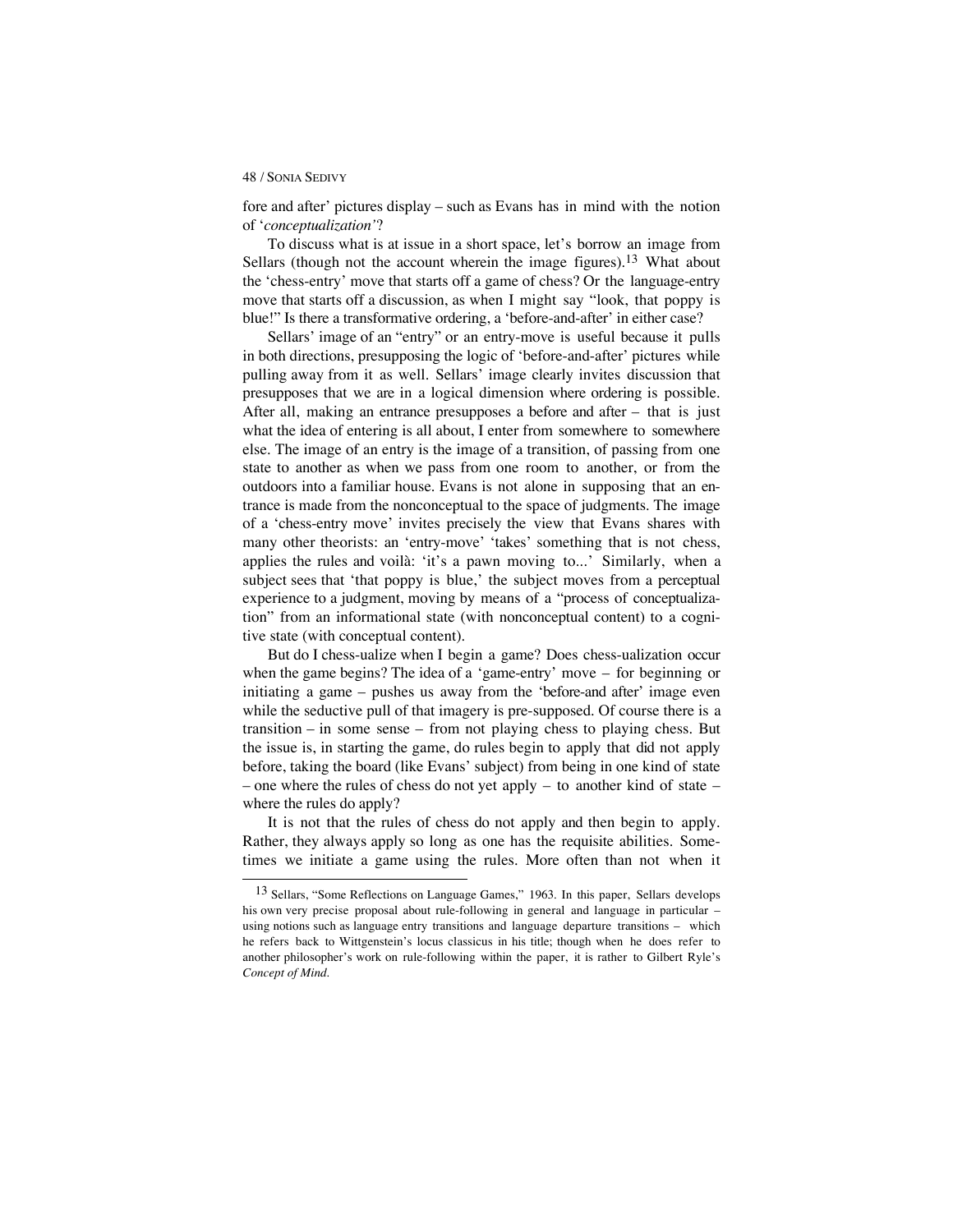fore and after' pictures display – such as Evans has in mind with the notion of '*conceptualization'*?

To discuss what is at issue in a short space, let's borrow an image from Sellars (though not the account wherein the image figures).[13] What about the 'chess-entry' move that starts off a game of chess? Or the language-entry move that starts off a discussion, as when I might say "look, that poppy is blue!" Is there a transformative ordering, a 'before-and-after' in either case?

Sellars' image of an "entry" or an entry-move is useful because it pulls in both directions, presupposing the logic of 'before-and-after' pictures while pulling away from it as well. Sellars' image clearly invites discussion that presupposes that we are in a logical dimension where ordering is possible. After all, making an entrance presupposes a before and after – that is just what the idea of entering is all about, I enter from somewhere to somewhere else. The image of an entry is the image of a transition, of passing from one state to another as when we pass from one room to another, or from the outdoors into a familiar house. Evans is not alone in supposing that an entrance is made from the nonconceptual to the space of judgments. The image of a 'chess-entry move' invites precisely the view that Evans shares with many other theorists: an 'entry-move' 'takes' something that is not chess, applies the rules and voilà: 'it's a pawn moving to...' Similarly, when a subject sees that 'that poppy is blue,' the subject moves from a perceptual experience to a judgment, moving by means of a "process of conceptualization" from an informational state (with nonconceptual content) to a cognitive state (with conceptual content).

But do I chess-ualize when I begin a game? Does chess-ualization occur when the game begins? The idea of a 'game-entry' move – for beginning or initiating a game – pushes us away from the 'before-and after' image even while the seductive pull of that imagery is pre-supposed. Of course there is a transition – in some sense – from not playing chess to playing chess. But the issue is, in starting the game, do rules begin to apply that did not apply before, taking the board (like Evans' subject) from being in one kind of state – one where the rules of chess do not yet apply – to another kind of state – where the rules do apply?

It is not that the rules of chess do not apply and then begin to apply. Rather, they always apply so long as one has the requisite abilities. Sometimes we initiate a game using the rules. More often than not when it

---

[13] Sellars, "Some Reflections on Language Games," 1963. In this paper, Sellars develops his own very precise proposal about rule-following in general and language in particular – using notions such as language entry transitions and language departure transitions – which he refers back to Wittgenstein's locus classicus in his title; though when he does refer to another philosopher's work on rule-following within the paper, it is rather to Gilbert Ryle's *Concept of Mind*.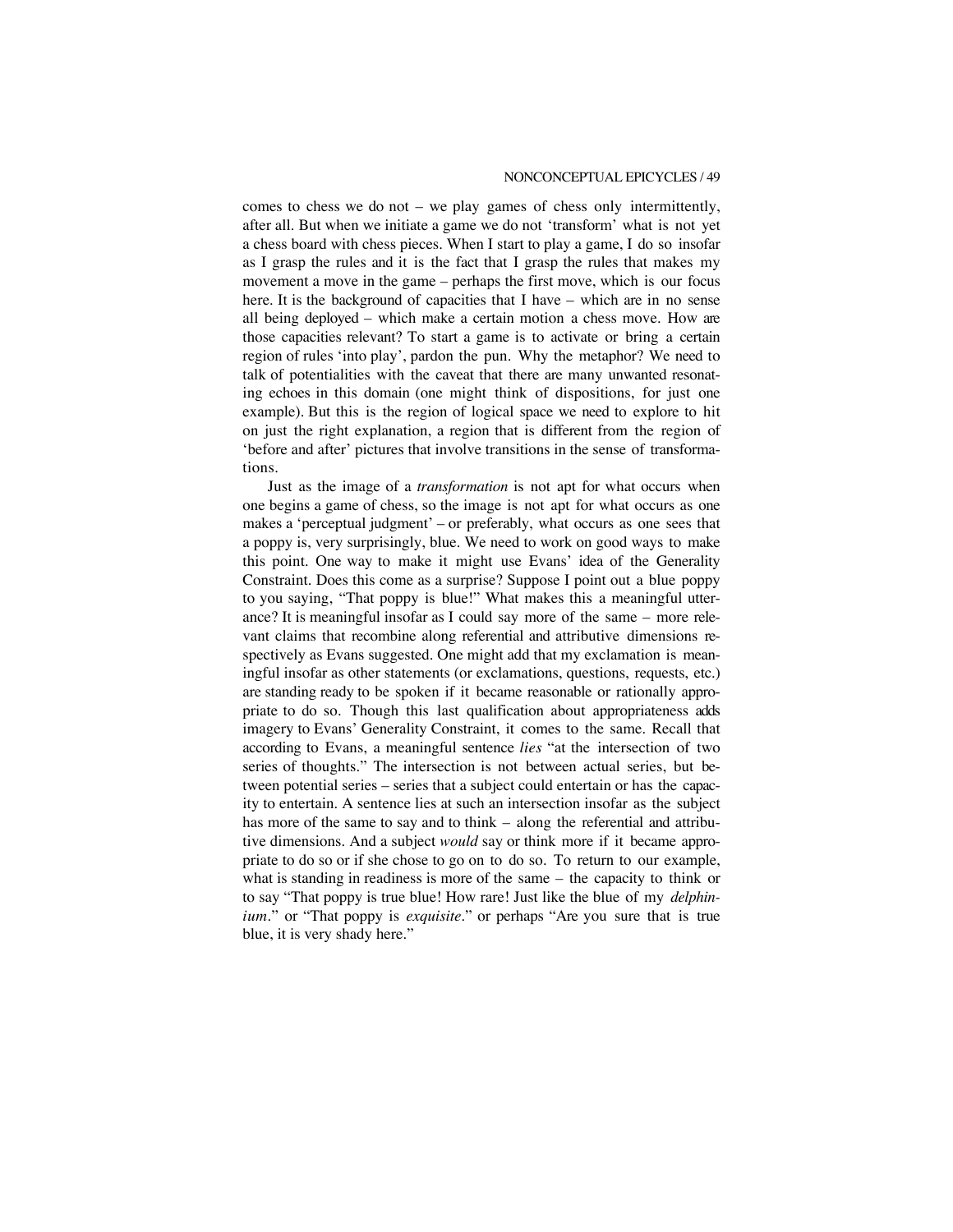comes to chess we do not – we play games of chess only intermittently, after all. But when we initiate a game we do not 'transform' what is not yet a chess board with chess pieces. When I start to play a game, I do so insofar as I grasp the rules and it is the fact that I grasp the rules that makes my movement a move in the game – perhaps the first move, which is our focus here. It is the background of capacities that I have – which are in no sense all being deployed – which make a certain motion a chess move. How are those capacities relevant? To start a game is to activate or bring a certain region of rules 'into play', pardon the pun. Why the metaphor? We need to talk of potentialities with the caveat that there are many unwanted resonating echoes in this domain (one might think of dispositions, for just one example). But this is the region of logical space we need to explore to hit on just the right explanation, a region that is different from the region of 'before and after' pictures that involve transitions in the sense of transformations.

Just as the image of a *transformation* is not apt for what occurs when one begins a game of chess, so the image is not apt for what occurs as one makes a 'perceptual judgment' – or preferably, what occurs as one sees that a poppy is, very surprisingly, blue. We need to work on good ways to make this point. One way to make it might use Evans' idea of the Generality Constraint. Does this come as a surprise? Suppose I point out a blue poppy to you saying, "That poppy is blue!" What makes this a meaningful utterance? It is meaningful insofar as I could say more of the same – more relevant claims that recombine along referential and attributive dimensions respectively as Evans suggested. One might add that my exclamation is meaningful insofar as other statements (or exclamations, questions, requests, etc.) are standing ready to be spoken if it became reasonable or rationally appropriate to do so. Though this last qualification about appropriateness adds imagery to Evans' Generality Constraint, it comes to the same. Recall that according to Evans, a meaningful sentence *lies* "at the intersection of two series of thoughts." The intersection is not between actual series, but between potential series – series that a subject could entertain or has the capacity to entertain. A sentence lies at such an intersection insofar as the subject has more of the same to say and to think – along the referential and attributive dimensions. And a subject *would* say or think more if it became appropriate to do so or if she chose to go on to do so. To return to our example, what is standing in readiness is more of the same – the capacity to think or to say "That poppy is true blue! How rare! Just like the blue of my *delphinium*." or "That poppy is *exquisite*." or perhaps "Are you sure that is true blue, it is very shady here."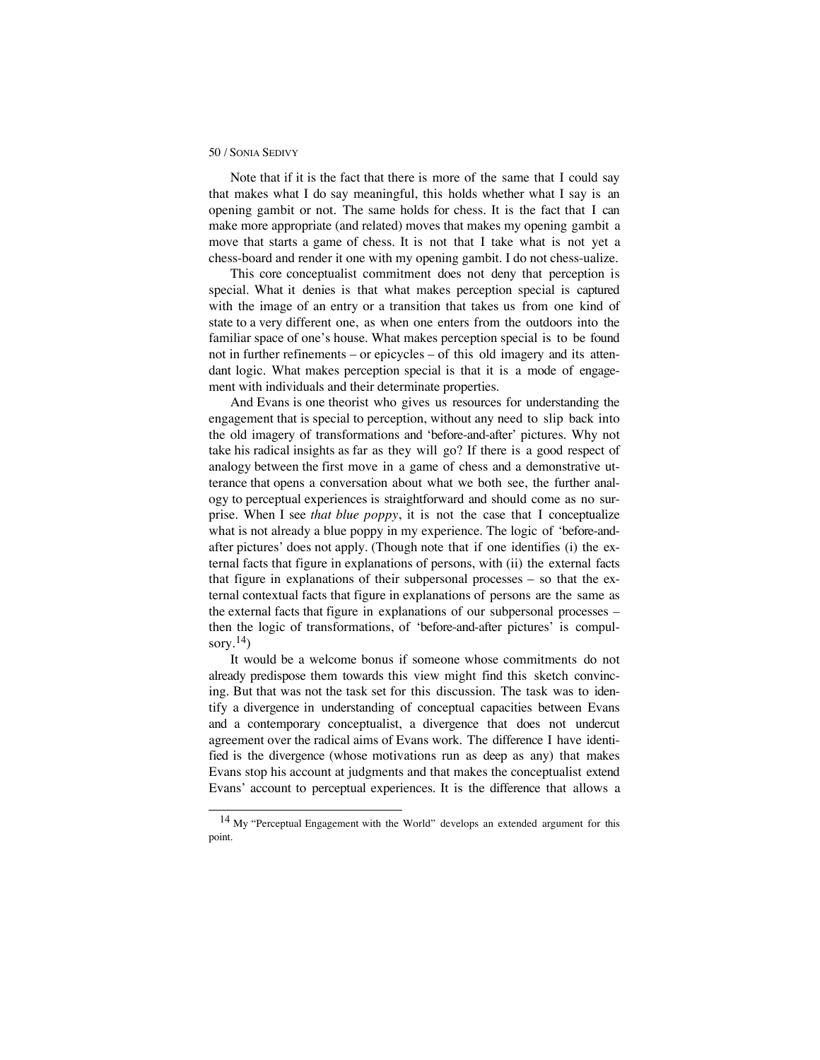Note that if it is the fact that there is more of the same that I could say that makes what I do say meaningful, this holds whether what I say is an opening gambit or not. The same holds for chess. It is the fact that I can make more appropriate (and related) moves that makes my opening gambit a move that starts a game of chess. It is not that I take what is not yet a chess-board and render it one with my opening gambit. I do not chess-ualize.

This core conceptualist commitment does not deny that perception is special. What it denies is that what makes perception special is captured with the image of an entry or a transition that takes us from one kind of state to a very different one, as when one enters from the outdoors into the familiar space of one's house. What makes perception special is to be found not in further refinements – or epicycles – of this old imagery and its attendant logic. What makes perception special is that it is a mode of engagement with individuals and their determinate properties.

And Evans is one theorist who gives us resources for understanding the engagement that is special to perception, without any need to slip back into the old imagery of transformations and 'before-and-after' pictures. Why not take his radical insights as far as they will go? If there is a good respect of analogy between the first move in a game of chess and a demonstrative utterance that opens a conversation about what we both see, the further analogy to perceptual experiences is straightforward and should come as no surprise. When I see *that blue poppy*, it is not the case that I conceptualize what is not already a blue poppy in my experience. The logic of 'before-and-after pictures' does not apply. (Though note that if one identifies (i) the external facts that figure in explanations of persons, with (ii) the external facts that figure in explanations of their subpersonal processes – so that the external contextual facts that figure in explanations of persons are the same as the external facts that figure in explanations of our subpersonal processes – then the logic of transformations, of 'before-and-after pictures' is compulsory.[14])

It would be a welcome bonus if someone whose commitments do not already predispose them towards this view might find this sketch convincing. But that was not the task set for this discussion. The task was to identify a divergence in understanding of conceptual capacities between Evans and a contemporary conceptualist, a divergence that does not undercut agreement over the radical aims of Evans work. The difference I have identified is the divergence (whose motivations run as deep as any) that makes Evans stop his account at judgments and that makes the conceptualist extend Evans' account to perceptual experiences. It is the difference that allows a

---

[14] My "Perceptual Engagement with the World" develops an extended argument for this point.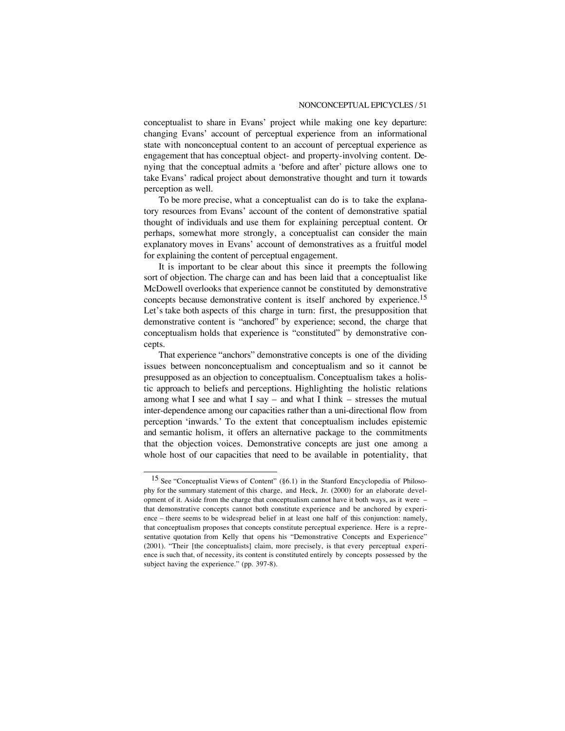conceptualist to share in Evans' project while making one key departure: changing Evans' account of perceptual experience from an informational state with nonconceptual content to an account of perceptual experience as engagement that has conceptual object- and property-involving content. Denying that the conceptual admits a 'before and after' picture allows one to take Evans' radical project about demonstrative thought and turn it towards perception as well.

To be more precise, what a conceptualist can do is to take the explanatory resources from Evans' account of the content of demonstrative spatial thought of individuals and use them for explaining perceptual content. Or perhaps, somewhat more strongly, a conceptualist can consider the main explanatory moves in Evans' account of demonstratives as a fruitful model for explaining the content of perceptual engagement.

It is important to be clear about this since it preempts the following sort of objection. The charge can and has been laid that a conceptualist like McDowell overlooks that experience cannot be constituted by demonstrative concepts because demonstrative content is itself anchored by experience.[15] Let's take both aspects of this charge in turn: first, the presupposition that demonstrative content is "anchored" by experience; second, the charge that conceptualism holds that experience is "constituted" by demonstrative concepts.

That experience "anchors" demonstrative concepts is one of the dividing issues between nonconceptualism and conceptualism and so it cannot be presupposed as an objection to conceptualism. Conceptualism takes a holistic approach to beliefs and perceptions. Highlighting the holistic relations among what I see and what I say – and what I think – stresses the mutual inter-dependence among our capacities rather than a uni-directional flow from perception 'inwards.' To the extent that conceptualism includes epistemic and semantic holism, it offers an alternative package to the commitments that the objection voices. Demonstrative concepts are just one among a whole host of our capacities that need to be available in potentiality, that

---

[15] See "Conceptualist Views of Content" (§6.1) in the Stanford Encyclopedia of Philosophy for the summary statement of this charge, and Heck, Jr. (2000) for an elaborate development of it. Aside from the charge that conceptualism cannot have it both ways, as it were – that demonstrative concepts cannot both constitute experience and be anchored by experience – there seems to be widespread belief in at least one half of this conjunction: namely, that conceptualism proposes that concepts constitute perceptual experience. Here is a representative quotation from Kelly that opens his "Demonstrative Concepts and Experience" (2001). "Their [the conceptualists] claim, more precisely, is that every perceptual experience is such that, of necessity, its content is constituted entirely by concepts possessed by the subject having the experience." (pp. 397-8).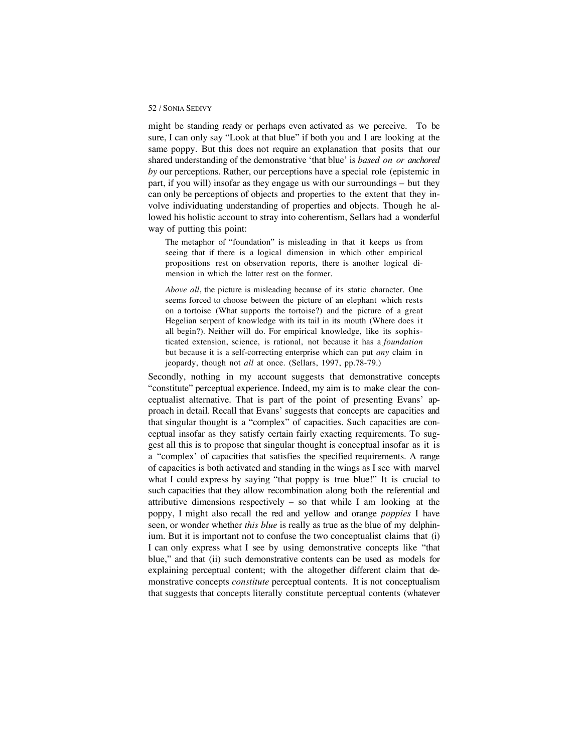might be standing ready or perhaps even activated as we perceive. To be sure, I can only say "Look at that blue" if both you and I are looking at the same poppy. But this does not require an explanation that posits that our shared understanding of the demonstrative 'that blue' is *based on or anchored by* our perceptions. Rather, our perceptions have a special role (epistemic in part, if you will) insofar as they engage us with our surroundings – but they can only be perceptions of objects and properties to the extent that they involve individuating understanding of properties and objects. Though he allowed his holistic account to stray into coherentism, Sellars had a wonderful way of putting this point:

> The metaphor of "foundation" is misleading in that it keeps us from seeing that if there is a logical dimension in which other empirical propositions rest on observation reports, there is another logical dimension in which the latter rest on the former.
>
> *Above all*, the picture is misleading because of its static character. One seems forced to choose between the picture of an elephant which rests on a tortoise (What supports the tortoise?) and the picture of a great Hegelian serpent of knowledge with its tail in its mouth (Where does it all begin?). Neither will do. For empirical knowledge, like its sophisticated extension, science, is rational, not because it has a *foundation* but because it is a self-correcting enterprise which can put *any* claim in jeopardy, though not *all* at once. (Sellars, 1997, pp.78-79.)

Secondly, nothing in my account suggests that demonstrative concepts "constitute" perceptual experience. Indeed, my aim is to make clear the conceptualist alternative. That is part of the point of presenting Evans' approach in detail. Recall that Evans' suggests that concepts are capacities and that singular thought is a "complex" of capacities. Such capacities are conceptual insofar as they satisfy certain fairly exacting requirements. To suggest all this is to propose that singular thought is conceptual insofar as it is a "complex' of capacities that satisfies the specified requirements. A range of capacities is both activated and standing in the wings as I see with marvel what I could express by saying "that poppy is true blue!" It is crucial to such capacities that they allow recombination along both the referential and attributive dimensions respectively – so that while I am looking at the poppy, I might also recall the red and yellow and orange *poppies* I have seen, or wonder whether *this blue* is really as true as the blue of my delphinium. But it is important not to confuse the two conceptualist claims that (i) I can only express what I see by using demonstrative concepts like "that blue," and that (ii) such demonstrative contents can be used as models for explaining perceptual content; with the altogether different claim that demonstrative concepts *constitute* perceptual contents. It is not conceptualism that suggests that concepts literally constitute perceptual contents (whatever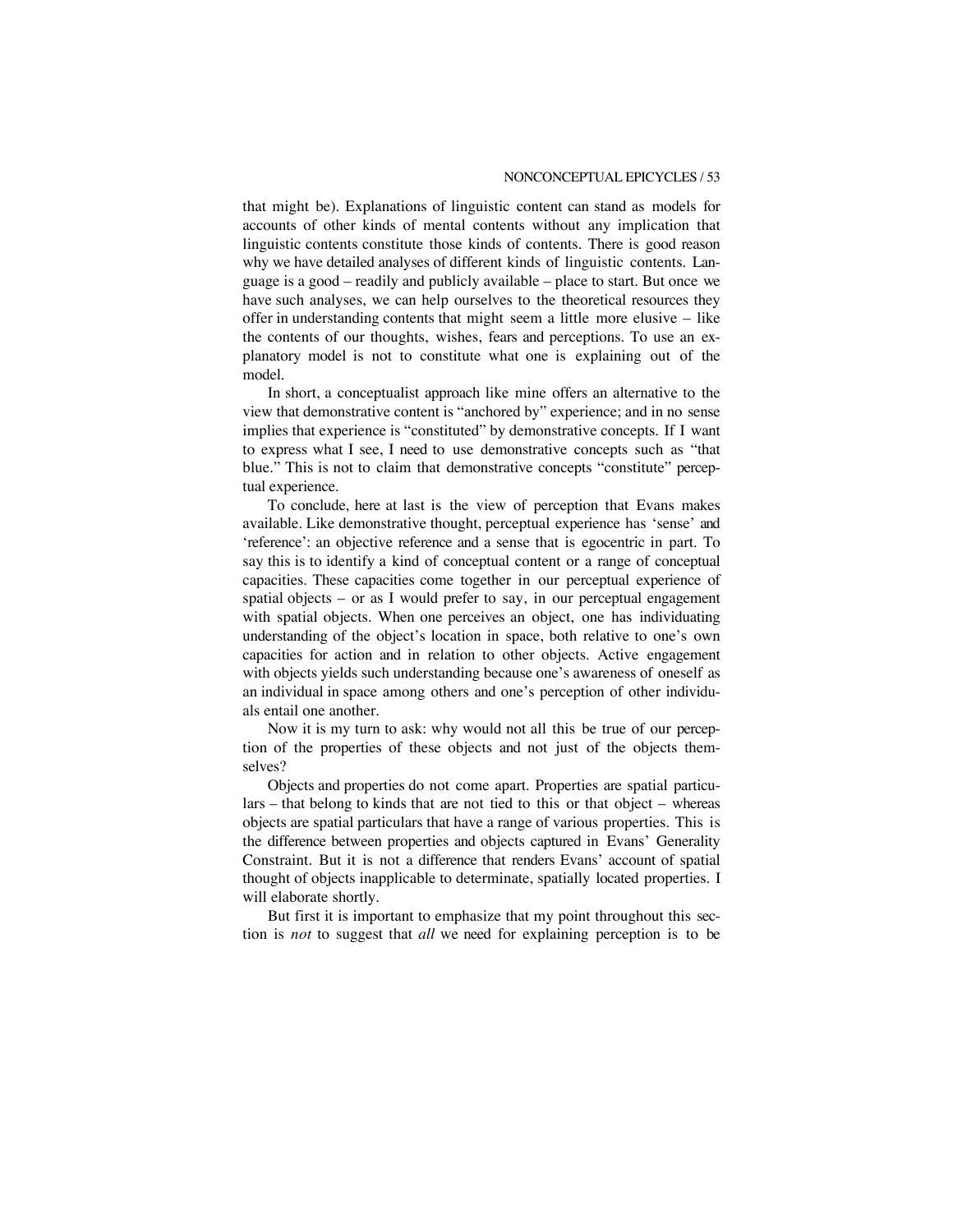that might be). Explanations of linguistic content can stand as models for accounts of other kinds of mental contents without any implication that linguistic contents constitute those kinds of contents. There is good reason why we have detailed analyses of different kinds of linguistic contents. Language is a good – readily and publicly available – place to start. But once we have such analyses, we can help ourselves to the theoretical resources they offer in understanding contents that might seem a little more elusive – like the contents of our thoughts, wishes, fears and perceptions. To use an explanatory model is not to constitute what one is explaining out of the model.

In short, a conceptualist approach like mine offers an alternative to the view that demonstrative content is "anchored by" experience; and in no sense implies that experience is "constituted" by demonstrative concepts. If I want to express what I see, I need to use demonstrative concepts such as "that blue." This is not to claim that demonstrative concepts "constitute" perceptual experience.

To conclude, here at last is the view of perception that Evans makes available. Like demonstrative thought, perceptual experience has 'sense' and 'reference': an objective reference and a sense that is egocentric in part. To say this is to identify a kind of conceptual content or a range of conceptual capacities. These capacities come together in our perceptual experience of spatial objects – or as I would prefer to say, in our perceptual engagement with spatial objects. When one perceives an object, one has individuating understanding of the object's location in space, both relative to one's own capacities for action and in relation to other objects. Active engagement with objects yields such understanding because one's awareness of oneself as an individual in space among others and one's perception of other individuals entail one another.

Now it is my turn to ask: why would not all this be true of our perception of the properties of these objects and not just of the objects themselves?

Objects and properties do not come apart. Properties are spatial particulars – that belong to kinds that are not tied to this or that object – whereas objects are spatial particulars that have a range of various properties. This is the difference between properties and objects captured in Evans' Generality Constraint. But it is not a difference that renders Evans' account of spatial thought of objects inapplicable to determinate, spatially located properties. I will elaborate shortly.

But first it is important to emphasize that my point throughout this section is *not* to suggest that *all* we need for explaining perception is to be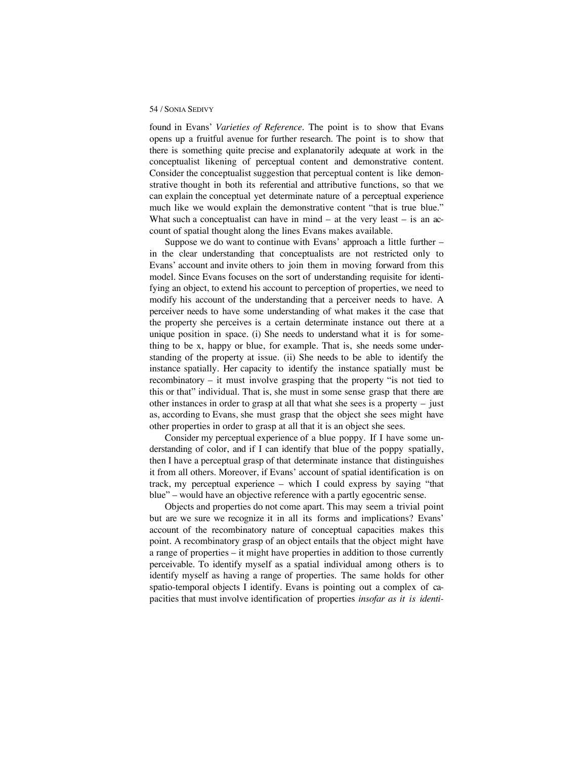found in Evans' *Varieties of Reference*. The point is to show that Evans opens up a fruitful avenue for further research. The point is to show that there is something quite precise and explanatorily adequate at work in the conceptualist likening of perceptual content and demonstrative content. Consider the conceptualist suggestion that perceptual content is like demonstrative thought in both its referential and attributive functions, so that we can explain the conceptual yet determinate nature of a perceptual experience much like we would explain the demonstrative content "that is true blue." What such a conceptualist can have in mind – at the very least – is an account of spatial thought along the lines Evans makes available.

Suppose we do want to continue with Evans' approach a little further – in the clear understanding that conceptualists are not restricted only to Evans' account and invite others to join them in moving forward from this model. Since Evans focuses on the sort of understanding requisite for identifying an object, to extend his account to perception of properties, we need to modify his account of the understanding that a perceiver needs to have. A perceiver needs to have some understanding of what makes it the case that the property she perceives is a certain determinate instance out there at a unique position in space. (i) She needs to understand what it is for something to be x, happy or blue, for example. That is, she needs some understanding of the property at issue. (ii) She needs to be able to identify the instance spatially. Her capacity to identify the instance spatially must be recombinatory – it must involve grasping that the property "is not tied to this or that" individual. That is, she must in some sense grasp that there are other instances in order to grasp at all that what she sees is a property – just as, according to Evans, she must grasp that the object she sees might have other properties in order to grasp at all that it is an object she sees.

Consider my perceptual experience of a blue poppy. If I have some understanding of color, and if I can identify that blue of the poppy spatially, then I have a perceptual grasp of that determinate instance that distinguishes it from all others. Moreover, if Evans' account of spatial identification is on track, my perceptual experience – which I could express by saying "that blue" – would have an objective reference with a partly egocentric sense.

Objects and properties do not come apart. This may seem a trivial point but are we sure we recognize it in all its forms and implications? Evans' account of the recombinatory nature of conceptual capacities makes this point. A recombinatory grasp of an object entails that the object might have a range of properties – it might have properties in addition to those currently perceivable. To identify myself as a spatial individual among others is to identify myself as having a range of properties. The same holds for other spatio-temporal objects I identify. Evans is pointing out a complex of capacities that must involve identification of properties *insofar as it is identi-*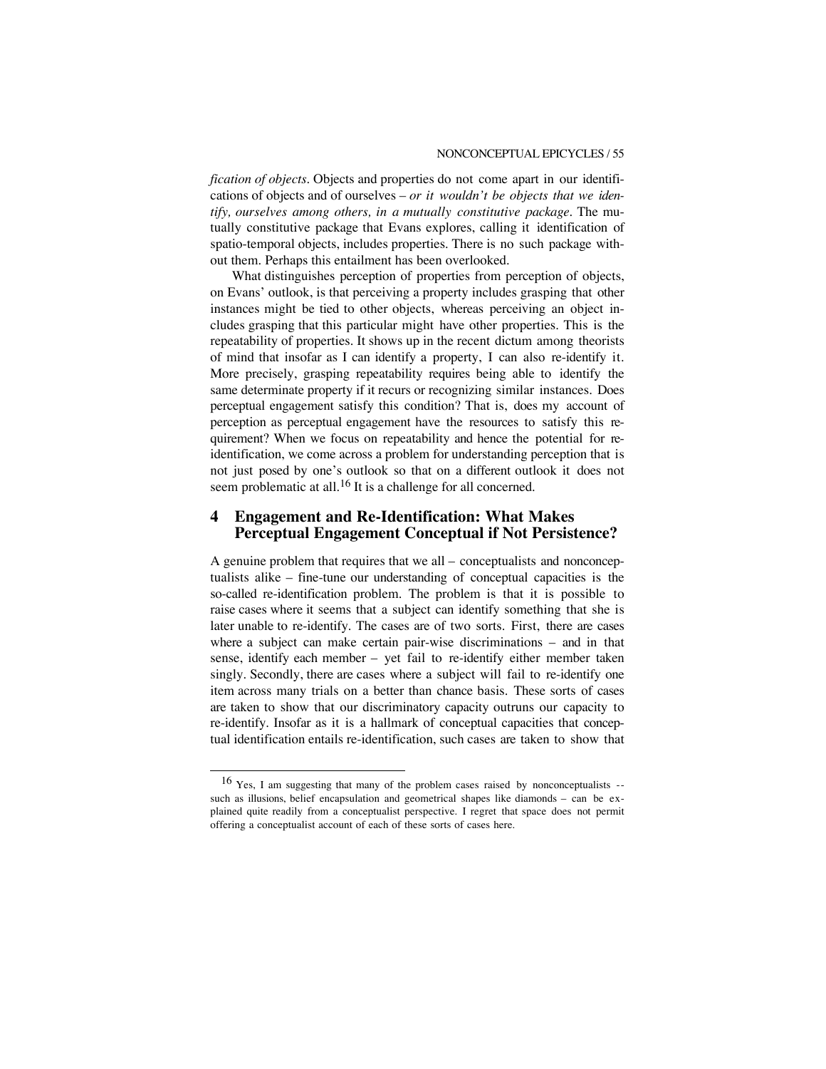*fication of objects*. Objects and properties do not come apart in our identifications of objects and of ourselves – *or it wouldn't be objects that we identify, ourselves among others, in a mutually constitutive package*. The mutually constitutive package that Evans explores, calling it identification of spatio-temporal objects, includes properties. There is no such package without them. Perhaps this entailment has been overlooked.

What distinguishes perception of properties from perception of objects, on Evans' outlook, is that perceiving a property includes grasping that other instances might be tied to other objects, whereas perceiving an object includes grasping that this particular might have other properties. This is the repeatability of properties. It shows up in the recent dictum among theorists of mind that insofar as I can identify a property, I can also re-identify it. More precisely, grasping repeatability requires being able to identify the same determinate property if it recurs or recognizing similar instances. Does perceptual engagement satisfy this condition? That is, does my account of perception as perceptual engagement have the resources to satisfy this requirement? When we focus on repeatability and hence the potential for re-identification, we come across a problem for understanding perception that is not just posed by one's outlook so that on a different outlook it does not seem problematic at all.[16] It is a challenge for all concerned.

## 4 Engagement and Re-Identification: What Makes Perceptual Engagement Conceptual if Not Persistence?

A genuine problem that requires that we all – conceptualists and nonconceptualists alike – fine-tune our understanding of conceptual capacities is the so-called re-identification problem. The problem is that it is possible to raise cases where it seems that a subject can identify something that she is later unable to re-identify. The cases are of two sorts. First, there are cases where a subject can make certain pair-wise discriminations – and in that sense, identify each member – yet fail to re-identify either member taken singly. Secondly, there are cases where a subject will fail to re-identify one item across many trials on a better than chance basis. These sorts of cases are taken to show that our discriminatory capacity outruns our capacity to re-identify. Insofar as it is a hallmark of conceptual capacities that conceptual identification entails re-identification, such cases are taken to show that

---

[16] Yes, I am suggesting that many of the problem cases raised by nonconceptualists -- such as illusions, belief encapsulation and geometrical shapes like diamonds – can be explained quite readily from a conceptualist perspective. I regret that space does not permit offering a conceptualist account of each of these sorts of cases here.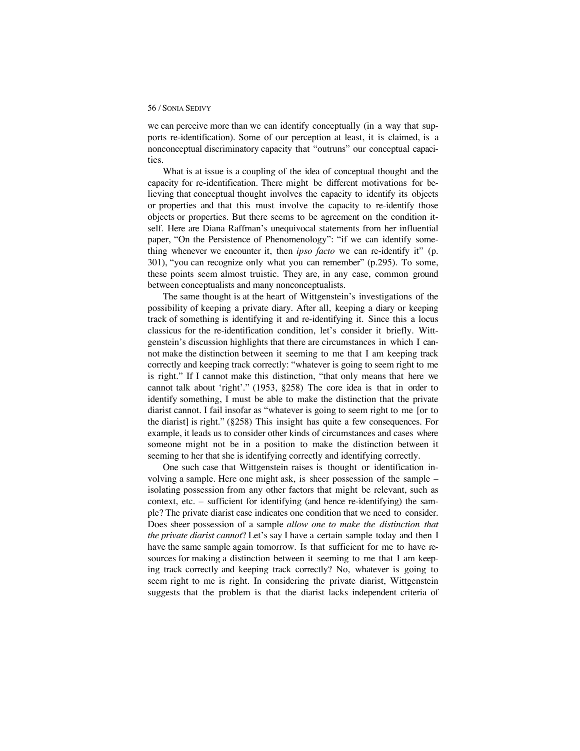we can perceive more than we can identify conceptually (in a way that supports re-identification). Some of our perception at least, it is claimed, is a nonconceptual discriminatory capacity that "outruns" our conceptual capacities.

What is at issue is a coupling of the idea of conceptual thought and the capacity for re-identification. There might be different motivations for believing that conceptual thought involves the capacity to identify its objects or properties and that this must involve the capacity to re-identify those objects or properties. But there seems to be agreement on the condition itself. Here are Diana Raffman's unequivocal statements from her influential paper, "On the Persistence of Phenomenology": "if we can identify something whenever we encounter it, then *ipso facto* we can re-identify it" (p. 301), "you can recognize only what you can remember" (p.295). To some, these points seem almost truistic. They are, in any case, common ground between conceptualists and many nonconceptualists.

The same thought is at the heart of Wittgenstein's investigations of the possibility of keeping a private diary. After all, keeping a diary or keeping track of something is identifying it and re-identifying it. Since this a locus classicus for the re-identification condition, let's consider it briefly. Wittgenstein's discussion highlights that there are circumstances in which I cannot make the distinction between it seeming to me that I am keeping track correctly and keeping track correctly: "whatever is going to seem right to me is right." If I cannot make this distinction, "that only means that here we cannot talk about 'right'." (1953, §258) The core idea is that in order to identify something, I must be able to make the distinction that the private diarist cannot. I fail insofar as "whatever is going to seem right to me [or to the diarist] is right." (§258) This insight has quite a few consequences. For example, it leads us to consider other kinds of circumstances and cases where someone might not be in a position to make the distinction between it seeming to her that she is identifying correctly and identifying correctly.

One such case that Wittgenstein raises is thought or identification involving a sample. Here one might ask, is sheer possession of the sample – isolating possession from any other factors that might be relevant, such as context, etc. – sufficient for identifying (and hence re-identifying) the sample? The private diarist case indicates one condition that we need to consider. Does sheer possession of a sample *allow one to make the distinction that the private diarist cannot*? Let's say I have a certain sample today and then I have the same sample again tomorrow. Is that sufficient for me to have resources for making a distinction between it seeming to me that I am keeping track correctly and keeping track correctly? No, whatever is going to seem right to me is right. In considering the private diarist, Wittgenstein suggests that the problem is that the diarist lacks independent criteria of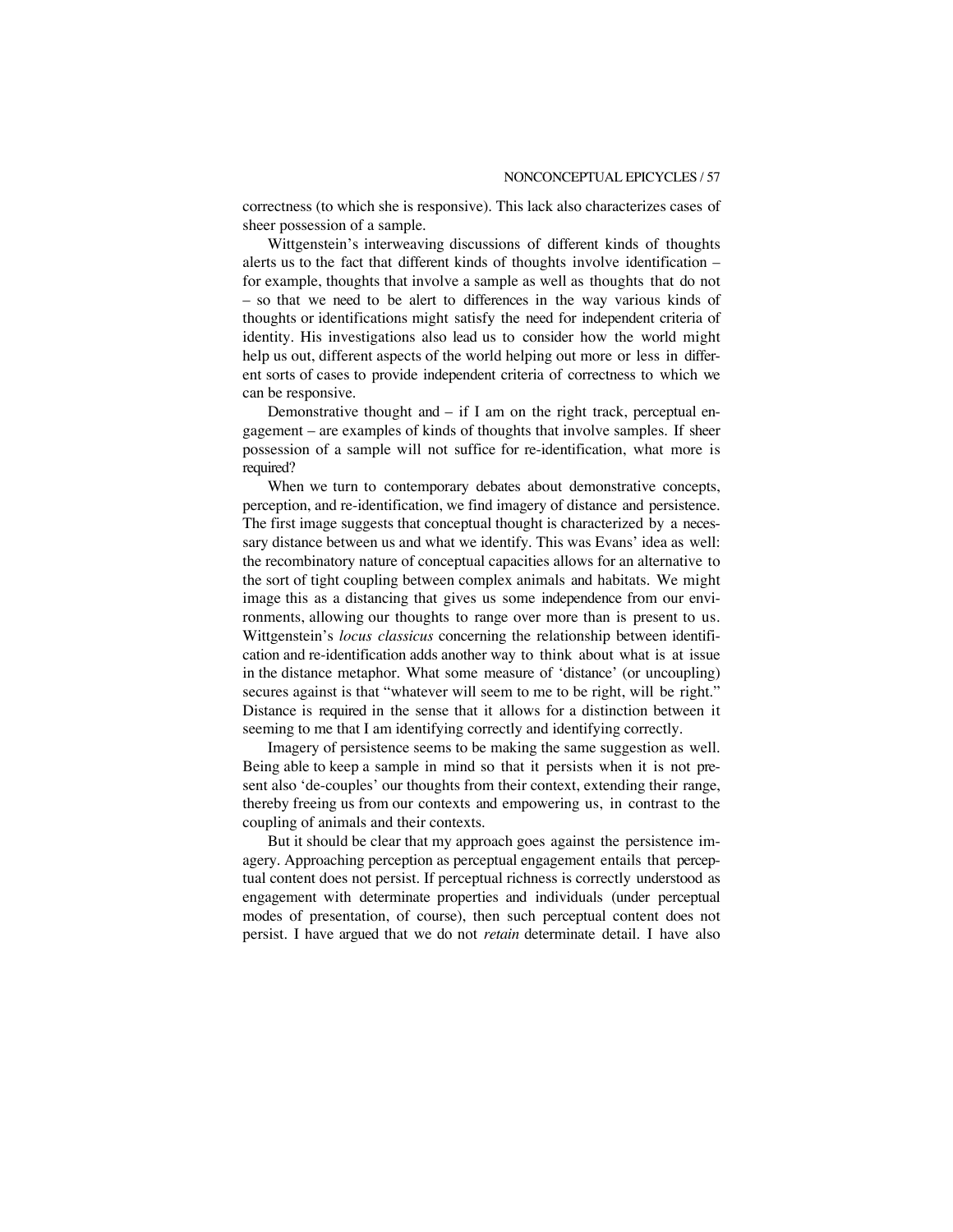correctness (to which she is responsive). This lack also characterizes cases of sheer possession of a sample.

Wittgenstein's interweaving discussions of different kinds of thoughts alerts us to the fact that different kinds of thoughts involve identification – for example, thoughts that involve a sample as well as thoughts that do not – so that we need to be alert to differences in the way various kinds of thoughts or identifications might satisfy the need for independent criteria of identity. His investigations also lead us to consider how the world might help us out, different aspects of the world helping out more or less in different sorts of cases to provide independent criteria of correctness to which we can be responsive.

Demonstrative thought and – if I am on the right track, perceptual engagement – are examples of kinds of thoughts that involve samples. If sheer possession of a sample will not suffice for re-identification, what more is required?

When we turn to contemporary debates about demonstrative concepts, perception, and re-identification, we find imagery of distance and persistence. The first image suggests that conceptual thought is characterized by a necessary distance between us and what we identify. This was Evans' idea as well: the recombinatory nature of conceptual capacities allows for an alternative to the sort of tight coupling between complex animals and habitats. We might image this as a distancing that gives us some independence from our environments, allowing our thoughts to range over more than is present to us. Wittgenstein's *locus classicus* concerning the relationship between identification and re-identification adds another way to think about what is at issue in the distance metaphor. What some measure of 'distance' (or uncoupling) secures against is that "whatever will seem to me to be right, will be right." Distance is required in the sense that it allows for a distinction between it seeming to me that I am identifying correctly and identifying correctly.

Imagery of persistence seems to be making the same suggestion as well. Being able to keep a sample in mind so that it persists when it is not present also 'de-couples' our thoughts from their context, extending their range, thereby freeing us from our contexts and empowering us, in contrast to the coupling of animals and their contexts.

But it should be clear that my approach goes against the persistence imagery. Approaching perception as perceptual engagement entails that perceptual content does not persist. If perceptual richness is correctly understood as engagement with determinate properties and individuals (under perceptual modes of presentation, of course), then such perceptual content does not persist. I have argued that we do not *retain* determinate detail. I have also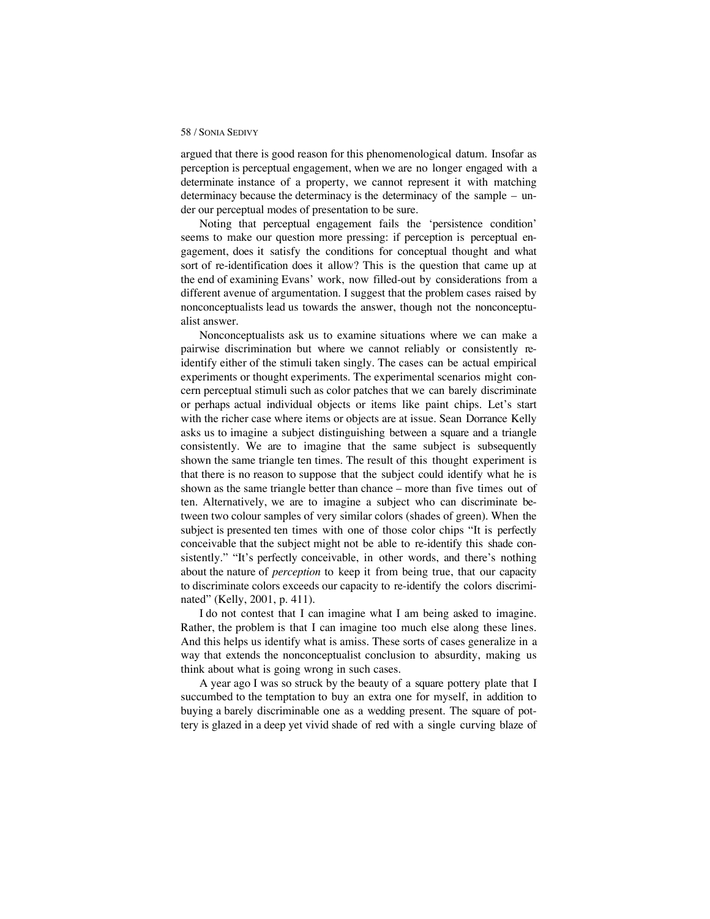argued that there is good reason for this phenomenological datum. Insofar as perception is perceptual engagement, when we are no longer engaged with a determinate instance of a property, we cannot represent it with matching determinacy because the determinacy is the determinacy of the sample – under our perceptual modes of presentation to be sure.

Noting that perceptual engagement fails the 'persistence condition' seems to make our question more pressing: if perception is perceptual engagement, does it satisfy the conditions for conceptual thought and what sort of re-identification does it allow? This is the question that came up at the end of examining Evans' work, now filled-out by considerations from a different avenue of argumentation. I suggest that the problem cases raised by nonconceptualists lead us towards the answer, though not the nonconceptualist answer.

Nonconceptualists ask us to examine situations where we can make a pairwise discrimination but where we cannot reliably or consistently re-identify either of the stimuli taken singly. The cases can be actual empirical experiments or thought experiments. The experimental scenarios might concern perceptual stimuli such as color patches that we can barely discriminate or perhaps actual individual objects or items like paint chips. Let's start with the richer case where items or objects are at issue. Sean Dorrance Kelly asks us to imagine a subject distinguishing between a square and a triangle consistently. We are to imagine that the same subject is subsequently shown the same triangle ten times. The result of this thought experiment is that there is no reason to suppose that the subject could identify what he is shown as the same triangle better than chance – more than five times out of ten. Alternatively, we are to imagine a subject who can discriminate between two colour samples of very similar colors (shades of green). When the subject is presented ten times with one of those color chips "It is perfectly conceivable that the subject might not be able to re-identify this shade consistently." "It's perfectly conceivable, in other words, and there's nothing about the nature of *perception* to keep it from being true, that our capacity to discriminate colors exceeds our capacity to re-identify the colors discriminated" (Kelly, 2001, p. 411).

I do not contest that I can imagine what I am being asked to imagine. Rather, the problem is that I can imagine too much else along these lines. And this helps us identify what is amiss. These sorts of cases generalize in a way that extends the nonconceptualist conclusion to absurdity, making us think about what is going wrong in such cases.

A year ago I was so struck by the beauty of a square pottery plate that I succumbed to the temptation to buy an extra one for myself, in addition to buying a barely discriminable one as a wedding present. The square of pottery is glazed in a deep yet vivid shade of red with a single curving blaze of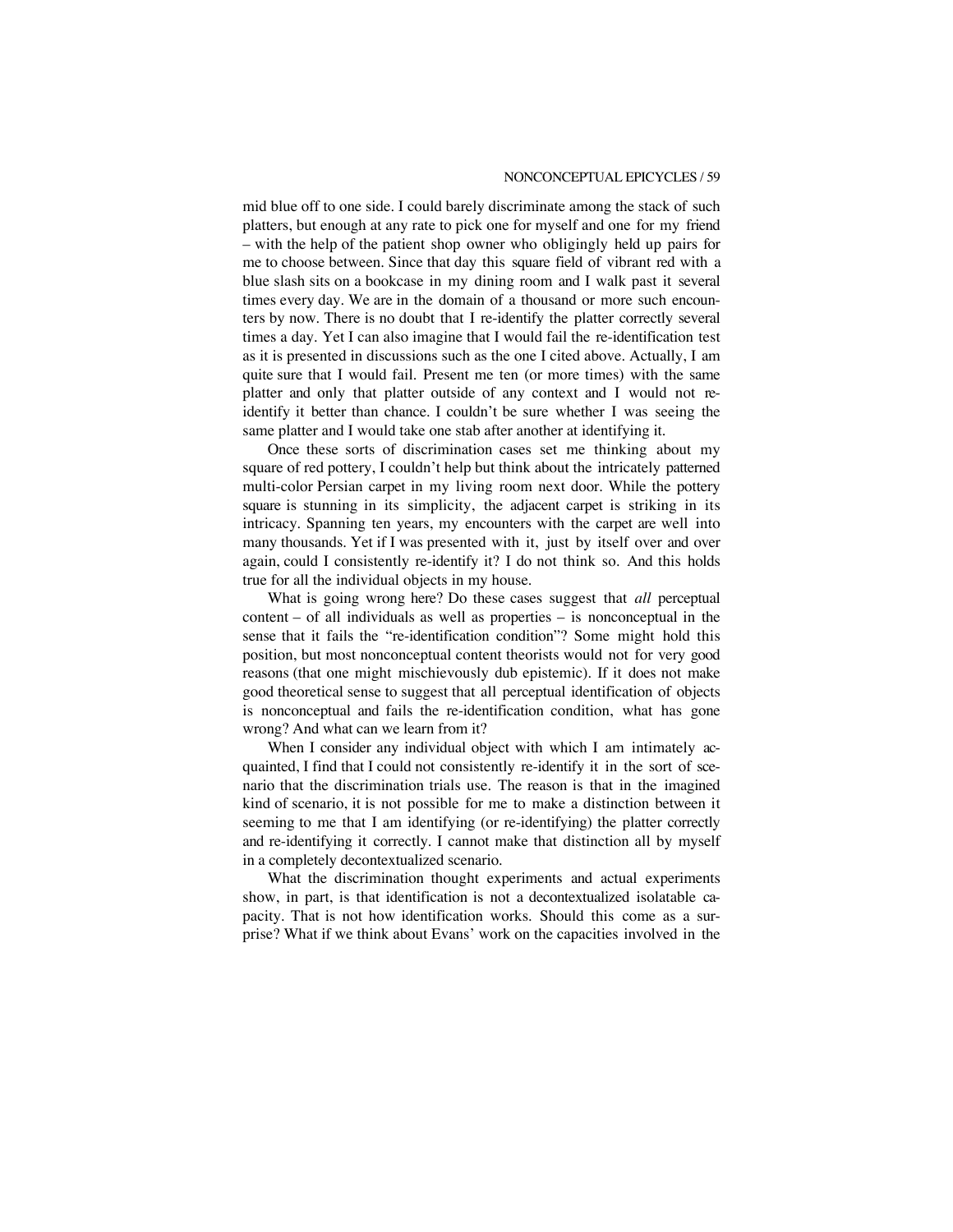mid blue off to one side. I could barely discriminate among the stack of such platters, but enough at any rate to pick one for myself and one for my friend – with the help of the patient shop owner who obligingly held up pairs for me to choose between. Since that day this square field of vibrant red with a blue slash sits on a bookcase in my dining room and I walk past it several times every day. We are in the domain of a thousand or more such encounters by now. There is no doubt that I re-identify the platter correctly several times a day. Yet I can also imagine that I would fail the re-identification test as it is presented in discussions such as the one I cited above. Actually, I am quite sure that I would fail. Present me ten (or more times) with the same platter and only that platter outside of any context and I would not re-identify it better than chance. I couldn't be sure whether I was seeing the same platter and I would take one stab after another at identifying it.

Once these sorts of discrimination cases set me thinking about my square of red pottery, I couldn't help but think about the intricately patterned multi-color Persian carpet in my living room next door. While the pottery square is stunning in its simplicity, the adjacent carpet is striking in its intricacy. Spanning ten years, my encounters with the carpet are well into many thousands. Yet if I was presented with it, just by itself over and over again, could I consistently re-identify it? I do not think so. And this holds true for all the individual objects in my house.

What is going wrong here? Do these cases suggest that *all* perceptual content – of all individuals as well as properties – is nonconceptual in the sense that it fails the "re-identification condition"? Some might hold this position, but most nonconceptual content theorists would not for very good reasons (that one might mischievously dub epistemic). If it does not make good theoretical sense to suggest that all perceptual identification of objects is nonconceptual and fails the re-identification condition, what has gone wrong? And what can we learn from it?

When I consider any individual object with which I am intimately acquainted, I find that I could not consistently re-identify it in the sort of scenario that the discrimination trials use. The reason is that in the imagined kind of scenario, it is not possible for me to make a distinction between it seeming to me that I am identifying (or re-identifying) the platter correctly and re-identifying it correctly. I cannot make that distinction all by myself in a completely decontextualized scenario.

What the discrimination thought experiments and actual experiments show, in part, is that identification is not a decontextualized isolatable capacity. That is not how identification works. Should this come as a surprise? What if we think about Evans' work on the capacities involved in the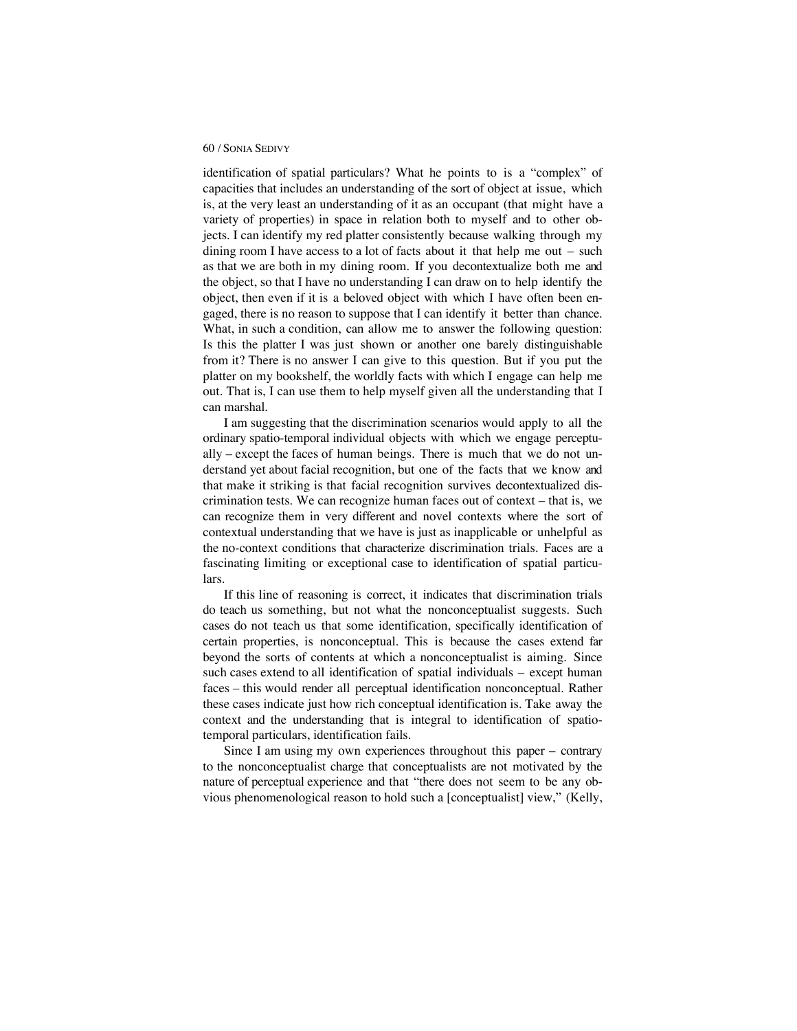identification of spatial particulars? What he points to is a "complex" of capacities that includes an understanding of the sort of object at issue, which is, at the very least an understanding of it as an occupant (that might have a variety of properties) in space in relation both to myself and to other objects. I can identify my red platter consistently because walking through my dining room I have access to a lot of facts about it that help me out – such as that we are both in my dining room. If you decontextualize both me and the object, so that I have no understanding I can draw on to help identify the object, then even if it is a beloved object with which I have often been engaged, there is no reason to suppose that I can identify it better than chance. What, in such a condition, can allow me to answer the following question: Is this the platter I was just shown or another one barely distinguishable from it? There is no answer I can give to this question. But if you put the platter on my bookshelf, the worldly facts with which I engage can help me out. That is, I can use them to help myself given all the understanding that I can marshal.

I am suggesting that the discrimination scenarios would apply to all the ordinary spatio-temporal individual objects with which we engage perceptually – except the faces of human beings. There is much that we do not understand yet about facial recognition, but one of the facts that we know and that make it striking is that facial recognition survives decontextualized discrimination tests. We can recognize human faces out of context – that is, we can recognize them in very different and novel contexts where the sort of contextual understanding that we have is just as inapplicable or unhelpful as the no-context conditions that characterize discrimination trials. Faces are a fascinating limiting or exceptional case to identification of spatial particulars.

If this line of reasoning is correct, it indicates that discrimination trials do teach us something, but not what the nonconceptualist suggests. Such cases do not teach us that some identification, specifically identification of certain properties, is nonconceptual. This is because the cases extend far beyond the sorts of contents at which a nonconceptualist is aiming. Since such cases extend to all identification of spatial individuals – except human faces – this would render all perceptual identification nonconceptual. Rather these cases indicate just how rich conceptual identification is. Take away the context and the understanding that is integral to identification of spatio-temporal particulars, identification fails.

Since I am using my own experiences throughout this paper – contrary to the nonconceptualist charge that conceptualists are not motivated by the nature of perceptual experience and that "there does not seem to be any obvious phenomenological reason to hold such a [conceptualist] view," (Kelly,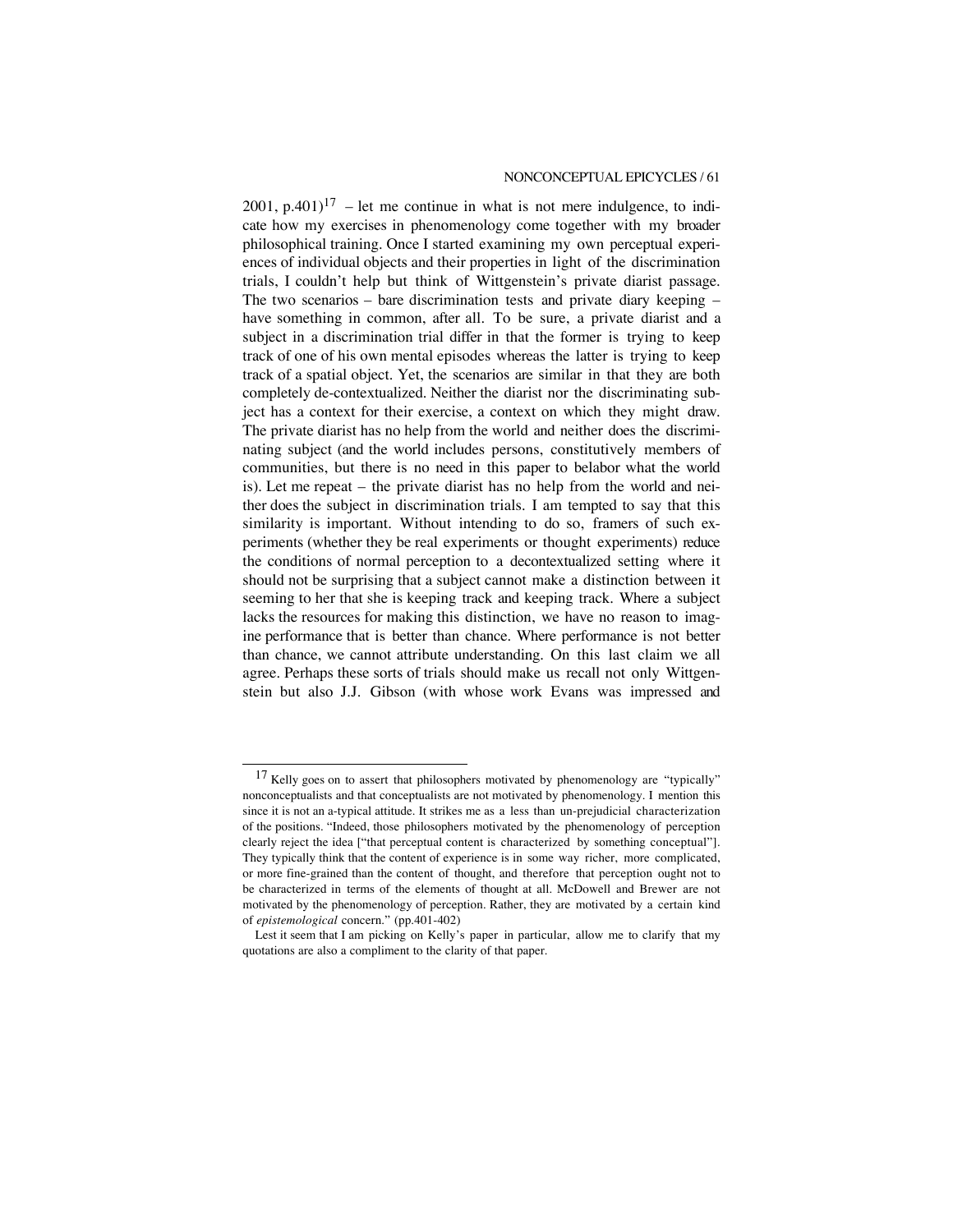2001, p.401)[17] – let me continue in what is not mere indulgence, to indicate how my exercises in phenomenology come together with my broader philosophical training. Once I started examining my own perceptual experiences of individual objects and their properties in light of the discrimination trials, I couldn't help but think of Wittgenstein's private diarist passage. The two scenarios – bare discrimination tests and private diary keeping – have something in common, after all. To be sure, a private diarist and a subject in a discrimination trial differ in that the former is trying to keep track of one of his own mental episodes whereas the latter is trying to keep track of a spatial object. Yet, the scenarios are similar in that they are both completely de-contextualized. Neither the diarist nor the discriminating subject has a context for their exercise, a context on which they might draw. The private diarist has no help from the world and neither does the discriminating subject (and the world includes persons, constitutively members of communities, but there is no need in this paper to belabor what the world is). Let me repeat – the private diarist has no help from the world and neither does the subject in discrimination trials. I am tempted to say that this similarity is important. Without intending to do so, framers of such experiments (whether they be real experiments or thought experiments) reduce the conditions of normal perception to a decontextualized setting where it should not be surprising that a subject cannot make a distinction between it seeming to her that she is keeping track and keeping track. Where a subject lacks the resources for making this distinction, we have no reason to imagine performance that is better than chance. Where performance is not better than chance, we cannot attribute understanding. On this last claim we all agree. Perhaps these sorts of trials should make us recall not only Wittgenstein but also J.J. Gibson (with whose work Evans was impressed and

---

[17] Kelly goes on to assert that philosophers motivated by phenomenology are "typically" nonconceptualists and that conceptualists are not motivated by phenomenology. I mention this since it is not an a-typical attitude. It strikes me as a less than un-prejudicial characterization of the positions. "Indeed, those philosophers motivated by the phenomenology of perception clearly reject the idea ["that perceptual content is characterized by something conceptual"]. They typically think that the content of experience is in some way richer, more complicated, or more fine-grained than the content of thought, and therefore that perception ought not to be characterized in terms of the elements of thought at all. McDowell and Brewer are not motivated by the phenomenology of perception. Rather, they are motivated by a certain kind of *epistemological* concern." (pp.401-402)

Lest it seem that I am picking on Kelly's paper in particular, allow me to clarify that my quotations are also a compliment to the clarity of that paper.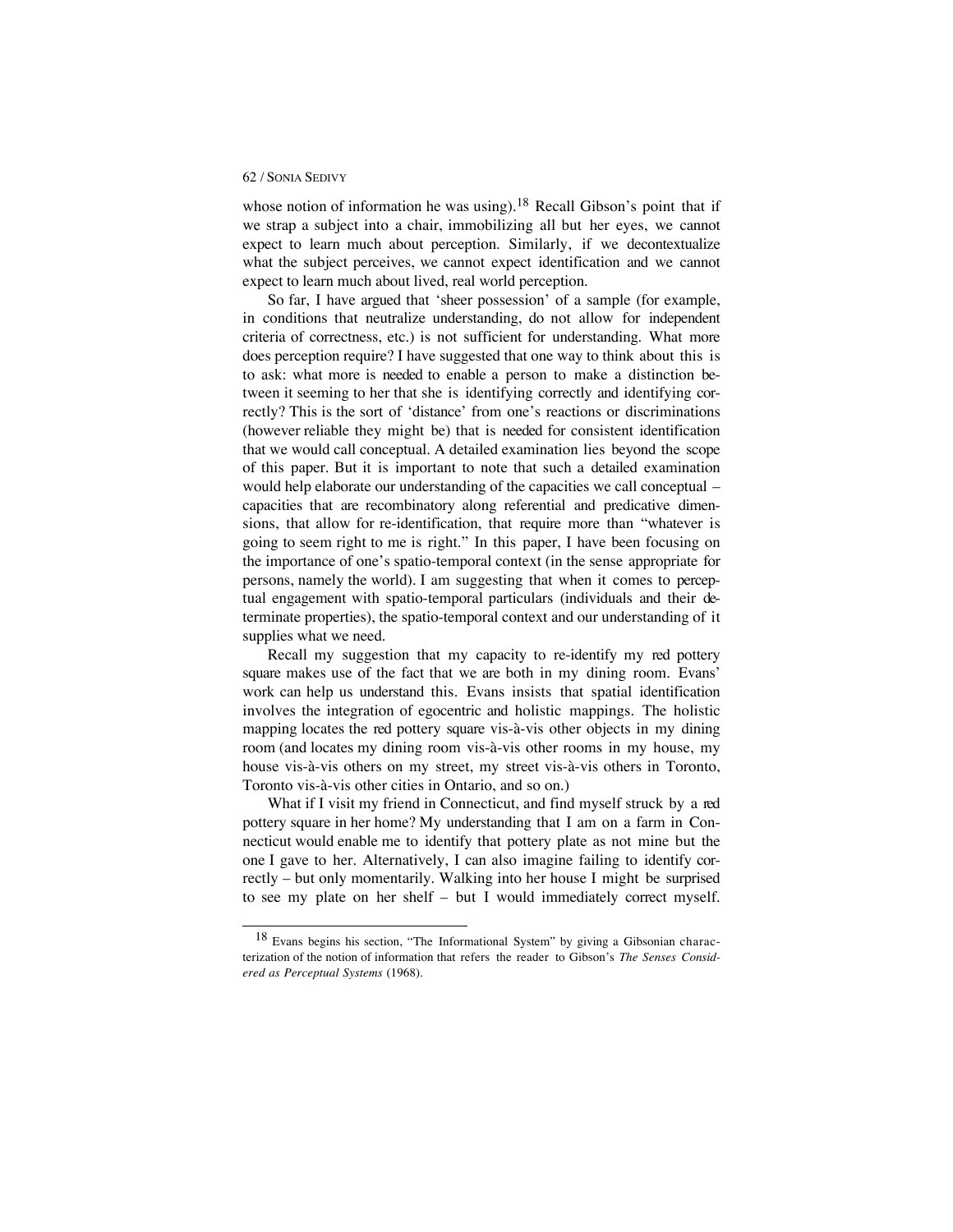whose notion of information he was using).[18] Recall Gibson's point that if we strap a subject into a chair, immobilizing all but her eyes, we cannot expect to learn much about perception. Similarly, if we decontextualize what the subject perceives, we cannot expect identification and we cannot expect to learn much about lived, real world perception.

So far, I have argued that 'sheer possession' of a sample (for example, in conditions that neutralize understanding, do not allow for independent criteria of correctness, etc.) is not sufficient for understanding. What more does perception require? I have suggested that one way to think about this is to ask: what more is needed to enable a person to make a distinction between it seeming to her that she is identifying correctly and identifying correctly? This is the sort of 'distance' from one's reactions or discriminations (however reliable they might be) that is needed for consistent identification that we would call conceptual. A detailed examination lies beyond the scope of this paper. But it is important to note that such a detailed examination would help elaborate our understanding of the capacities we call conceptual – capacities that are recombinatory along referential and predicative dimensions, that allow for re-identification, that require more than "whatever is going to seem right to me is right." In this paper, I have been focusing on the importance of one's spatio-temporal context (in the sense appropriate for persons, namely the world). I am suggesting that when it comes to perceptual engagement with spatio-temporal particulars (individuals and their determinate properties), the spatio-temporal context and our understanding of it supplies what we need.

Recall my suggestion that my capacity to re-identify my red pottery square makes use of the fact that we are both in my dining room. Evans' work can help us understand this. Evans insists that spatial identification involves the integration of egocentric and holistic mappings. The holistic mapping locates the red pottery square vis-à-vis other objects in my dining room (and locates my dining room vis-à-vis other rooms in my house, my house vis-à-vis others on my street, my street vis-à-vis others in Toronto, Toronto vis-à-vis other cities in Ontario, and so on.)

What if I visit my friend in Connecticut, and find myself struck by a red pottery square in her home? My understanding that I am on a farm in Connecticut would enable me to identify that pottery plate as not mine but the one I gave to her. Alternatively, I can also imagine failing to identify correctly – but only momentarily. Walking into her house I might be surprised to see my plate on her shelf – but I would immediately correct myself.

[18] Evans begins his section, "The Informational System" by giving a Gibsonian characterization of the notion of information that refers the reader to Gibson's *The Senses Considered as Perceptual Systems* (1968).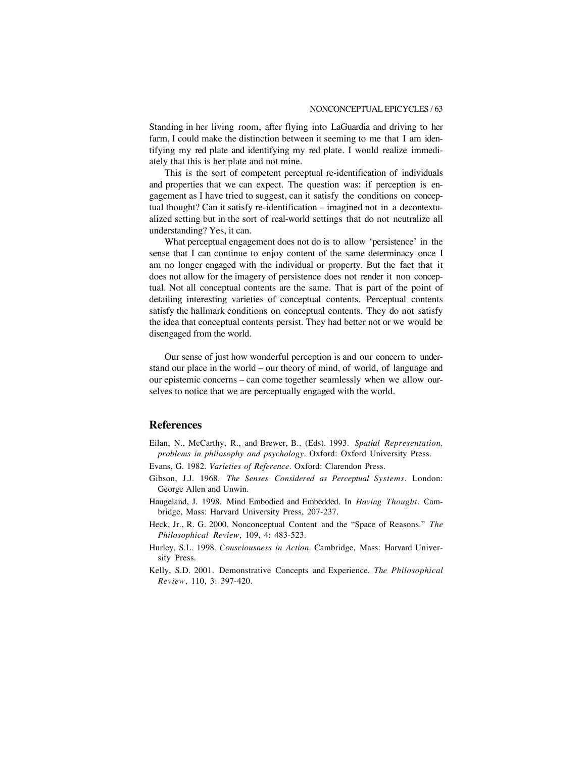Standing in her living room, after flying into LaGuardia and driving to her farm, I could make the distinction between it seeming to me that I am identifying my red plate and identifying my red plate. I would realize immediately that this is her plate and not mine.

This is the sort of competent perceptual re-identification of individuals and properties that we can expect. The question was: if perception is engagement as I have tried to suggest, can it satisfy the conditions on conceptual thought? Can it satisfy re-identification – imagined not in a decontextualized setting but in the sort of real-world settings that do not neutralize all understanding? Yes, it can.

What perceptual engagement does not do is to allow 'persistence' in the sense that I can continue to enjoy content of the same determinacy once I am no longer engaged with the individual or property. But the fact that it does not allow for the imagery of persistence does not render it non conceptual. Not all conceptual contents are the same. That is part of the point of detailing interesting varieties of conceptual contents. Perceptual contents satisfy the hallmark conditions on conceptual contents. They do not satisfy the idea that conceptual contents persist. They had better not or we would be disengaged from the world.

Our sense of just how wonderful perception is and our concern to understand our place in the world – our theory of mind, of world, of language and our epistemic concerns – can come together seamlessly when we allow ourselves to notice that we are perceptually engaged with the world.

## References

Eilan, N., McCarthy, R., and Brewer, B., (Eds). 1993. *Spatial Representation, problems in philosophy and psychology*. Oxford: Oxford University Press.

Evans, G. 1982. *Varieties of Reference*. Oxford: Clarendon Press.

Gibson, J.J. 1968. *The Senses Considered as Perceptual Systems*. London: George Allen and Unwin.

Haugeland, J. 1998. Mind Embodied and Embedded. In *Having Thought*. Cambridge, Mass: Harvard University Press, 207-237.

Heck, Jr., R. G. 2000. Nonconceptual Content and the "Space of Reasons." *The Philosophical Review*, 109, 4: 483-523.

Hurley, S.L. 1998. *Consciousness in Action*. Cambridge, Mass: Harvard University Press.

Kelly, S.D. 2001. Demonstrative Concepts and Experience. *The Philosophical Review*, 110, 3: 397-420.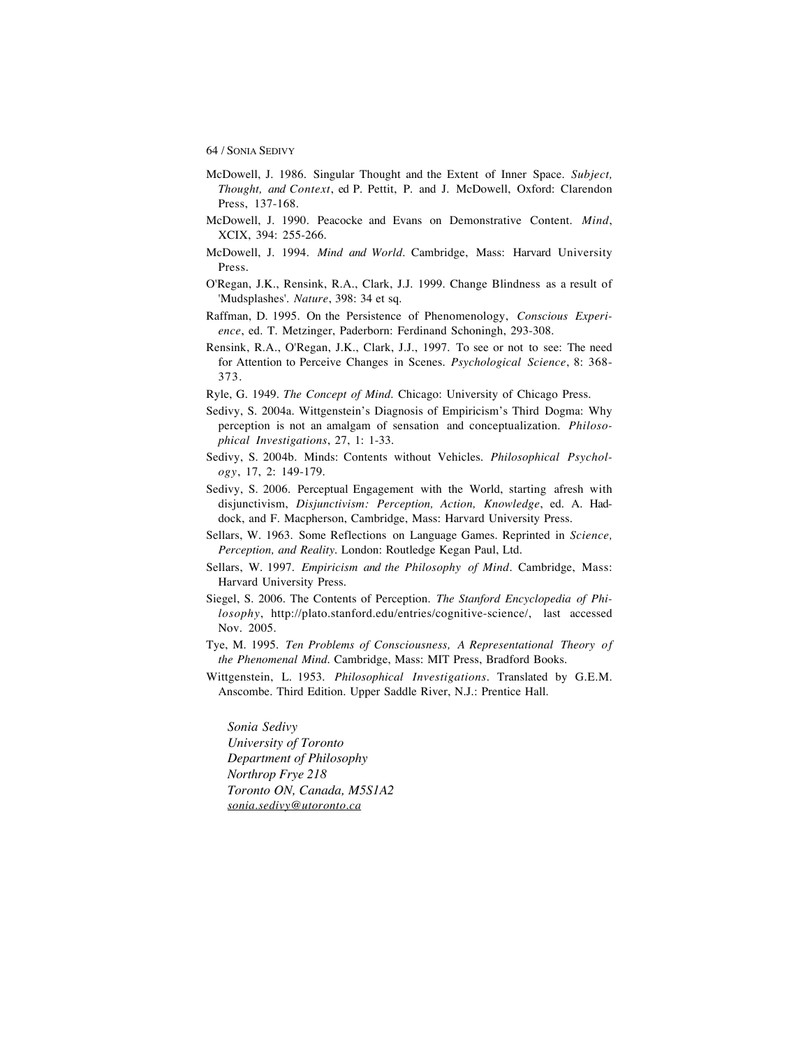McDowell, J. 1986. Singular Thought and the Extent of Inner Space. *Subject, Thought, and Context*, ed P. Pettit, P. and J. McDowell, Oxford: Clarendon Press, 137-168.

McDowell, J. 1990. Peacocke and Evans on Demonstrative Content. *Mind*, XCIX, 394: 255-266.

McDowell, J. 1994. *Mind and World*. Cambridge, Mass: Harvard University Press.

O'Regan, J.K., Rensink, R.A., Clark, J.J. 1999. Change Blindness as a result of 'Mudsplashes'. *Nature*, 398: 34 et sq.

Raffman, D. 1995. On the Persistence of Phenomenology, *Conscious Experience*, ed. T. Metzinger, Paderborn: Ferdinand Schoningh, 293-308.

Rensink, R.A., O'Regan, J.K., Clark, J.J., 1997. To see or not to see: The need for Attention to Perceive Changes in Scenes. *Psychological Science*, 8: 368-373.

Ryle, G. 1949. *The Concept of Mind.* Chicago: University of Chicago Press.

Sedivy, S. 2004a. Wittgenstein's Diagnosis of Empiricism's Third Dogma: Why perception is not an amalgam of sensation and conceptualization. *Philosophical Investigations*, 27, 1: 1-33.

Sedivy, S. 2004b. Minds: Contents without Vehicles. *Philosophical Psychology*, 17, 2: 149-179.

Sedivy, S. 2006. Perceptual Engagement with the World, starting afresh with disjunctivism, *Disjunctivism: Perception, Action, Knowledge*, ed. A. Haddock, and F. Macpherson, Cambridge, Mass: Harvard University Press.

Sellars, W. 1963. Some Reflections on Language Games. Reprinted in *Science, Perception, and Reality*. London: Routledge Kegan Paul, Ltd.

Sellars, W. 1997. *Empiricism and the Philosophy of Mind*. Cambridge, Mass: Harvard University Press.

Siegel, S. 2006. The Contents of Perception. *The Stanford Encyclopedia of Philosophy*, http://plato.stanford.edu/entries/cognitive-science/, last accessed Nov. 2005.

Tye, M. 1995. *Ten Problems of Consciousness, A Representational Theory of the Phenomenal Mind*. Cambridge, Mass: MIT Press, Bradford Books.

Wittgenstein, L. 1953. *Philosophical Investigations*. Translated by G.E.M. Anscombe. Third Edition. Upper Saddle River, N.J.: Prentice Hall.

*Sonia Sedivy*
*University of Toronto*
*Department of Philosophy*
*Northrop Frye 218*
*Toronto ON, Canada, M5S1A2*
*sonia.sedivy@utoronto.ca*